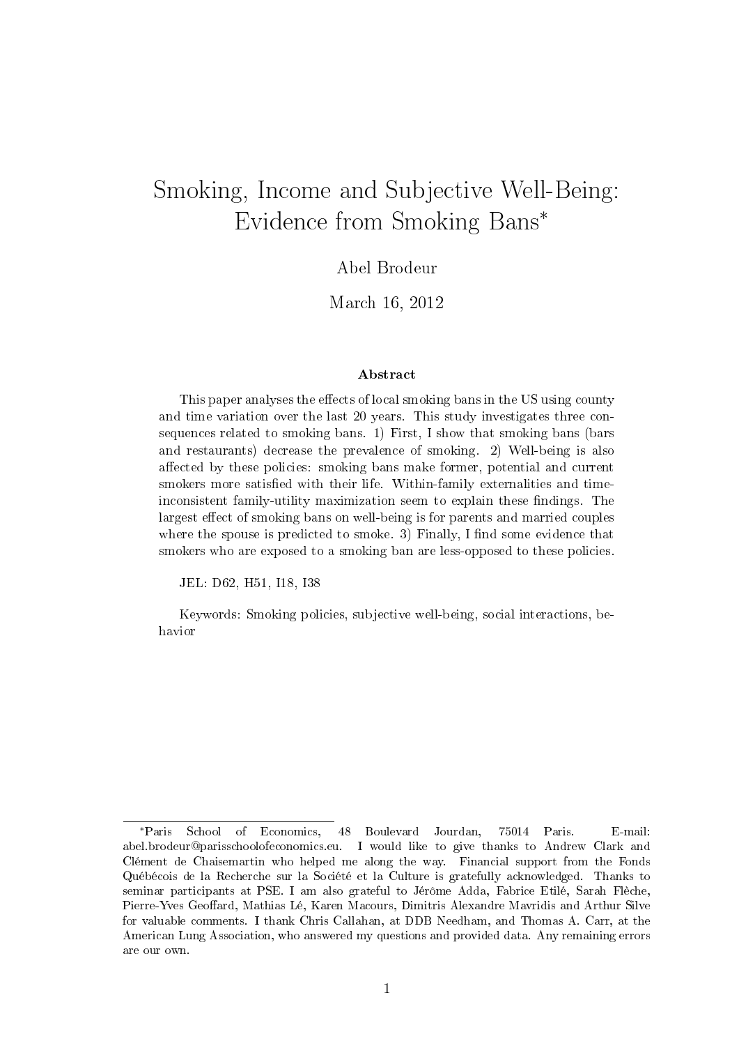# Smoking, Income and Subjective Well-Being: Evidence from Smoking Bans*

Abel Brodeur

March 16, 2012

### Abstract

This paper analyses the effects of local smoking bans in the US using county and time variation over the last 20 years. This study investigates three consequences related to smoking bans. 1) First, I show that smoking bans (bars and restaurants) decrease the prevalence of smoking. 2) Well-being is also affected by these policies: smoking bans make former, potential and current smokers more satisfied with their life. Within-family externalities and time-inconsistent family-utility maximization seem to explain these findings. The largest effect of smoking bans on well-being is for parents and married couples where the spouse is predicted to smoke. 3) Finally, I find some evidence that smokers who are exposed to a smoking ban are less-opposed to these policies.

JEL: D62, H51, I18, I38

Keywords: Smoking policies, subjective well-being, social interactions, behavior

---

*Paris School of Economics, 48 Boulevard Jourdan, 75014 Paris. E-mail: abel.brodeur@parisschoolofeconomics.eu. I would like to give thanks to Andrew Clark and Clément de Chaisemartin who helped me along the way. Financial support from the Fonds Québécois de la Recherche sur la Société et la Culture is gratefully acknowledged. Thanks to seminar participants at PSE. I am also grateful to Jérôme Adda, Fabrice Etilé, Sarah Flèche, Pierre-Yves Geoffard, Mathias Lé, Karen Macours, Dimitris Alexandre Mavridis and Arthur Silve for valuable comments. I thank Chris Callahan, at DDB Needham, and Thomas A. Carr, at the American Lung Association, who answered my questions and provided data. Any remaining errors are our own.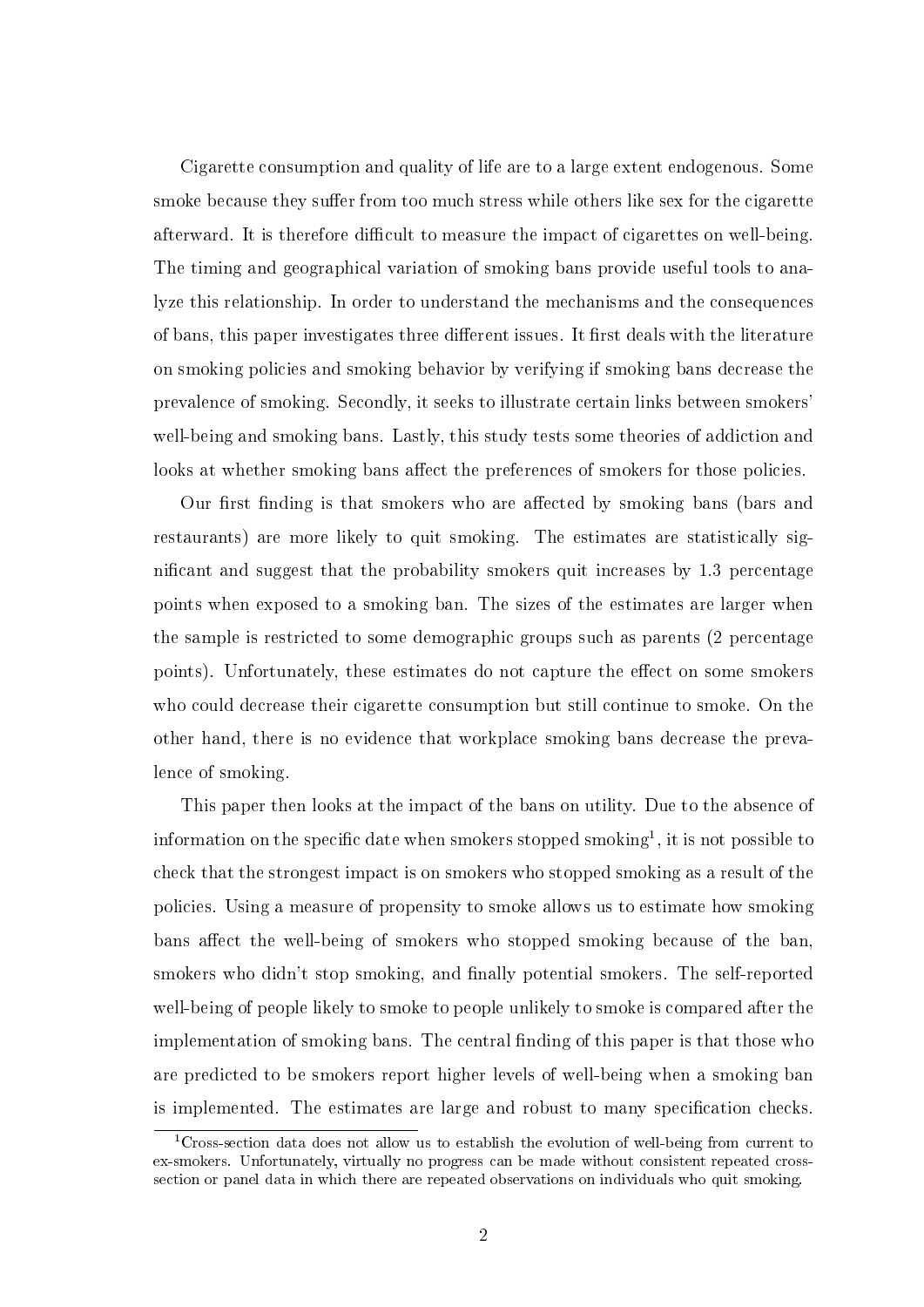Cigarette consumption and quality of life are to a large extent endogenous. Some smoke because they suffer from too much stress while others like sex for the cigarette afterward. It is therefore difficult to measure the impact of cigarettes on well-being. The timing and geographical variation of smoking bans provide useful tools to analyze this relationship. In order to understand the mechanisms and the consequences of bans, this paper investigates three different issues. It first deals with the literature on smoking policies and smoking behavior by verifying if smoking bans decrease the prevalence of smoking. Secondly, it seeks to illustrate certain links between smokers' well-being and smoking bans. Lastly, this study tests some theories of addiction and looks at whether smoking bans affect the preferences of smokers for those policies.

Our first finding is that smokers who are affected by smoking bans (bars and restaurants) are more likely to quit smoking. The estimates are statistically significant and suggest that the probability smokers quit increases by 1.3 percentage points when exposed to a smoking ban. The sizes of the estimates are larger when the sample is restricted to some demographic groups such as parents (2 percentage points). Unfortunately, these estimates do not capture the effect on some smokers who could decrease their cigarette consumption but still continue to smoke. On the other hand, there is no evidence that workplace smoking bans decrease the prevalence of smoking.

This paper then looks at the impact of the bans on utility. Due to the absence of information on the specific date when smokers stopped smoking[1], it is not possible to check that the strongest impact is on smokers who stopped smoking as a result of the policies. Using a measure of propensity to smoke allows us to estimate how smoking bans affect the well-being of smokers who stopped smoking because of the ban, smokers who didn't stop smoking, and finally potential smokers. The self-reported well-being of people likely to smoke to people unlikely to smoke is compared after the implementation of smoking bans. The central finding of this paper is that those who are predicted to be smokers report higher levels of well-being when a smoking ban is implemented. The estimates are large and robust to many specification checks.

[1] Cross-section data does not allow us to establish the evolution of well-being from current to ex-smokers. Unfortunately, virtually no progress can be made without consistent repeated cross-section or panel data in which there are repeated observations on individuals who quit smoking.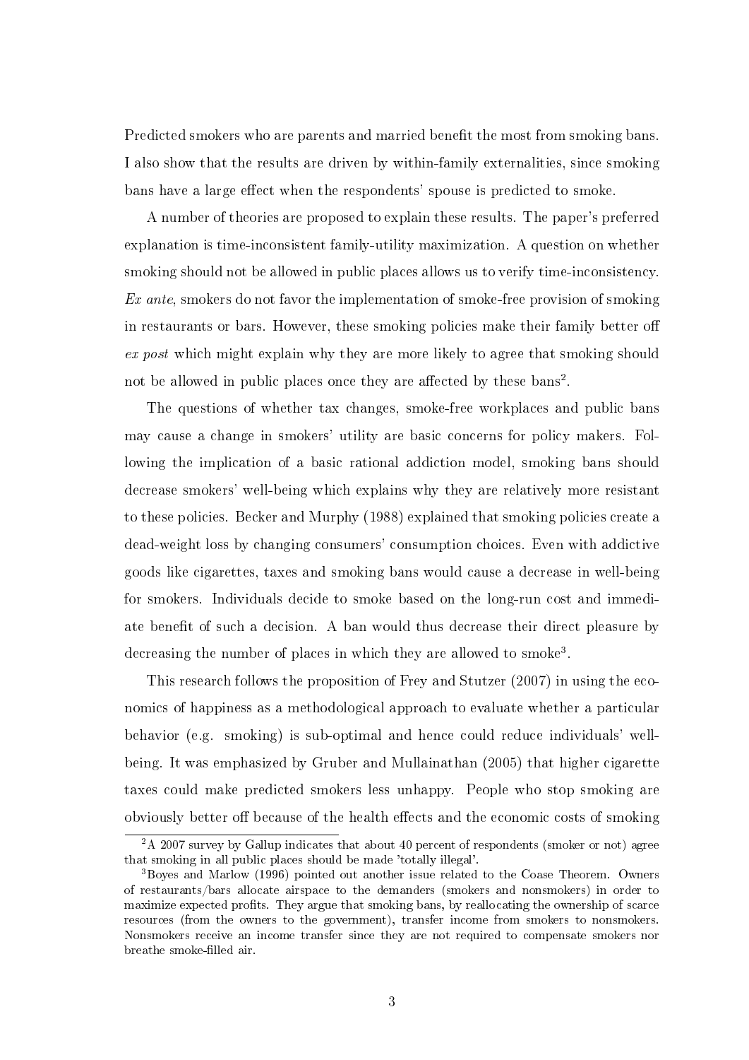Predicted smokers who are parents and married benefit the most from smoking bans. I also show that the results are driven by within-family externalities, since smoking bans have a large effect when the respondents' spouse is predicted to smoke.

A number of theories are proposed to explain these results. The paper's preferred explanation is time-inconsistent family-utility maximization. A question on whether smoking should not be allowed in public places allows us to verify time-inconsistency. *Ex ante*, smokers do not favor the implementation of smoke-free provision of smoking in restaurants or bars. However, these smoking policies make their family better off *ex post* which might explain why they are more likely to agree that smoking should not be allowed in public places once they are affected by these bans[2].

The questions of whether tax changes, smoke-free workplaces and public bans may cause a change in smokers' utility are basic concerns for policy makers. Following the implication of a basic rational addiction model, smoking bans should decrease smokers' well-being which explains why they are relatively more resistant to these policies. Becker and Murphy (1988) explained that smoking policies create a dead-weight loss by changing consumers' consumption choices. Even with addictive goods like cigarettes, taxes and smoking bans would cause a decrease in well-being for smokers. Individuals decide to smoke based on the long-run cost and immediate benefit of such a decision. A ban would thus decrease their direct pleasure by decreasing the number of places in which they are allowed to smoke[3].

This research follows the proposition of Frey and Stutzer (2007) in using the economics of happiness as a methodological approach to evaluate whether a particular behavior (e.g. smoking) is sub-optimal and hence could reduce individuals' well-being. It was emphasized by Gruber and Mullainathan (2005) that higher cigarette taxes could make predicted smokers less unhappy. People who stop smoking are obviously better off because of the health effects and the economic costs of smoking

[2] A 2007 survey by Gallup indicates that about 40 percent of respondents (smoker or not) agree that smoking in all public places should be made 'totally illegal'.

[3] Boyes and Marlow (1996) pointed out another issue related to the Coase Theorem. Owners of restaurants/bars allocate airspace to the demanders (smokers and nonsmokers) in order to maximize expected profits. They argue that smoking bans, by reallocating the ownership of scarce resources (from the owners to the government), transfer income from smokers to nonsmokers. Nonsmokers receive an income transfer since they are not required to compensate smokers nor breathe smoke-filled air.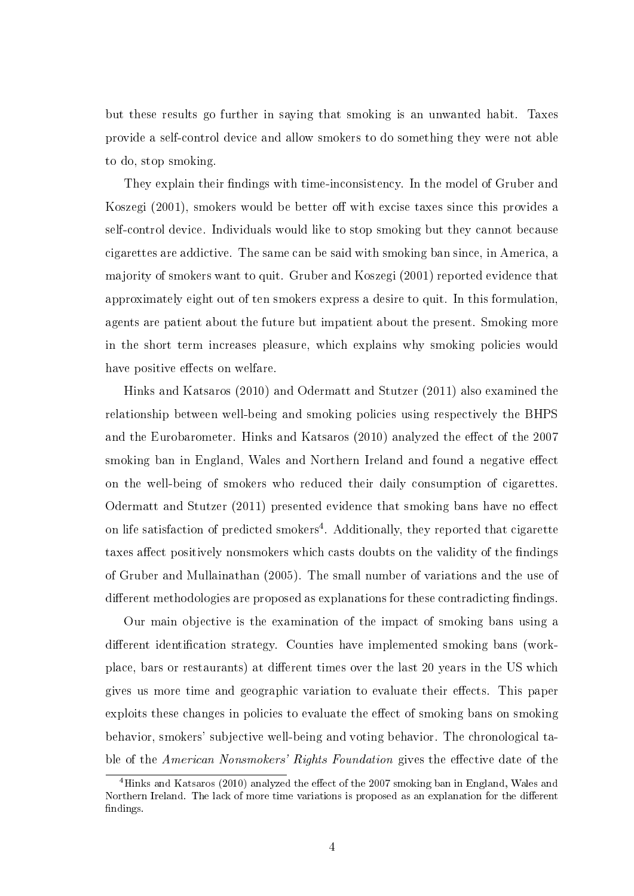but these results go further in saying that smoking is an unwanted habit. Taxes provide a self-control device and allow smokers to do something they were not able to do, stop smoking.

They explain their findings with time-inconsistency. In the model of Gruber and Koszegi (2001), smokers would be better off with excise taxes since this provides a self-control device. Individuals would like to stop smoking but they cannot because cigarettes are addictive. The same can be said with smoking ban since, in America, a majority of smokers want to quit. Gruber and Koszegi (2001) reported evidence that approximately eight out of ten smokers express a desire to quit. In this formulation, agents are patient about the future but impatient about the present. Smoking more in the short term increases pleasure, which explains why smoking policies would have positive effects on welfare.

Hinks and Katsaros (2010) and Odermatt and Stutzer (2011) also examined the relationship between well-being and smoking policies using respectively the BHPS and the Eurobarometer. Hinks and Katsaros (2010) analyzed the effect of the 2007 smoking ban in England, Wales and Northern Ireland and found a negative effect on the well-being of smokers who reduced their daily consumption of cigarettes. Odermatt and Stutzer (2011) presented evidence that smoking bans have no effect on life satisfaction of predicted smokers[4]. Additionally, they reported that cigarette taxes affect positively nonsmokers which casts doubts on the validity of the findings of Gruber and Mullainathan (2005). The small number of variations and the use of different methodologies are proposed as explanations for these contradicting findings.

Our main objective is the examination of the impact of smoking bans using a different identification strategy. Counties have implemented smoking bans (workplace, bars or restaurants) at different times over the last 20 years in the US which gives us more time and geographic variation to evaluate their effects. This paper exploits these changes in policies to evaluate the effect of smoking bans on smoking behavior, smokers' subjective well-being and voting behavior. The chronological table of the *American Nonsmokers' Rights Foundation* gives the effective date of the

[4] Hinks and Katsaros (2010) analyzed the effect of the 2007 smoking ban in England, Wales and Northern Ireland. The lack of more time variations is proposed as an explanation for the different findings.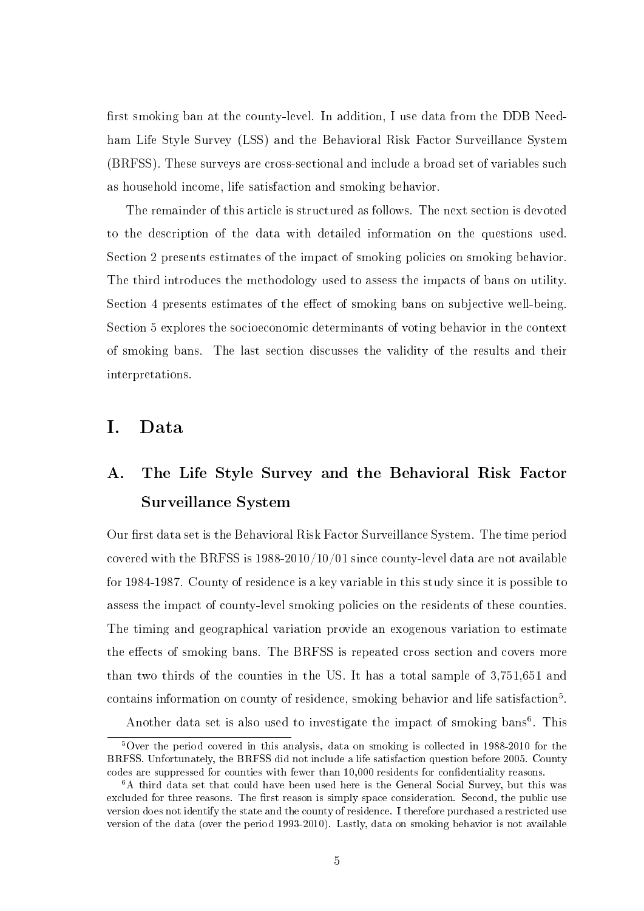first smoking ban at the county-level. In addition, I use data from the DDB Needham Life Style Survey (LSS) and the Behavioral Risk Factor Surveillance System (BRFSS). These surveys are cross-sectional and include a broad set of variables such as household income, life satisfaction and smoking behavior.

The remainder of this article is structured as follows. The next section is devoted to the description of the data with detailed information on the questions used. Section 2 presents estimates of the impact of smoking policies on smoking behavior. The third introduces the methodology used to assess the impacts of bans on utility. Section 4 presents estimates of the effect of smoking bans on subjective well-being. Section 5 explores the socioeconomic determinants of voting behavior in the context of smoking bans. The last section discusses the validity of the results and their interpretations.

# I. Data

## A. The Life Style Survey and the Behavioral Risk Factor Surveillance System

Our first data set is the Behavioral Risk Factor Surveillance System. The time period covered with the BRFSS is 1988-2010/10/01 since county-level data are not available for 1984-1987. County of residence is a key variable in this study since it is possible to assess the impact of county-level smoking policies on the residents of these counties. The timing and geographical variation provide an exogenous variation to estimate the effects of smoking bans. The BRFSS is repeated cross section and covers more than two thirds of the counties in the US. It has a total sample of 3,751,651 and contains information on county of residence, smoking behavior and life satisfaction[5].

Another data set is also used to investigate the impact of smoking bans[6]. This

[5] Over the period covered in this analysis, data on smoking is collected in 1988-2010 for the BRFSS. Unfortunately, the BRFSS did not include a life satisfaction question before 2005. County codes are suppressed for counties with fewer than 10,000 residents for confidentiality reasons.

[6] A third data set that could have been used here is the General Social Survey, but this was excluded for three reasons. The first reason is simply space consideration. Second, the public use version does not identify the state and the county of residence. I therefore purchased a restricted use version of the data (over the period 1993-2010). Lastly, data on smoking behavior is not available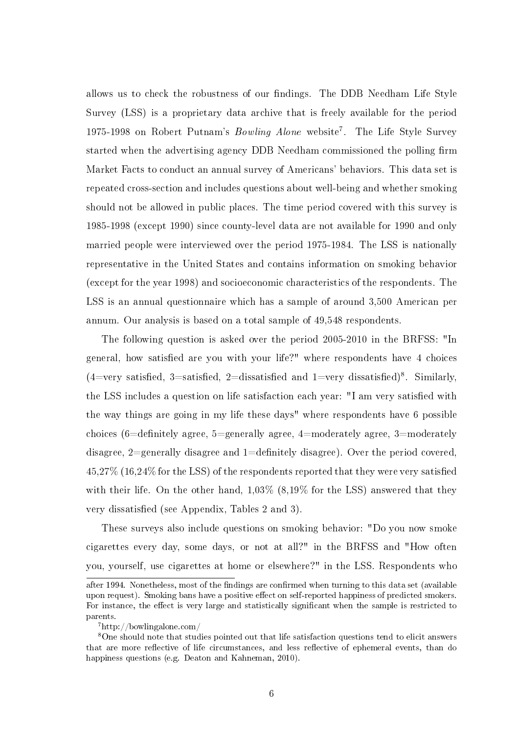allows us to check the robustness of our findings. The DDB Needham Life Style Survey (LSS) is a proprietary data archive that is freely available for the period 1975-1998 on Robert Putnam's *Bowling Alone* website[7]. The Life Style Survey started when the advertising agency DDB Needham commissioned the polling firm Market Facts to conduct an annual survey of Americans' behaviors. This data set is repeated cross-section and includes questions about well-being and whether smoking should not be allowed in public places. The time period covered with this survey is 1985-1998 (except 1990) since county-level data are not available for 1990 and only married people were interviewed over the period 1975-1984. The LSS is nationally representative in the United States and contains information on smoking behavior (except for the year 1998) and socioeconomic characteristics of the respondents. The LSS is an annual questionnaire which has a sample of around 3,500 American per annum. Our analysis is based on a total sample of 49,548 respondents.

The following question is asked over the period 2005-2010 in the BRFSS: "In general, how satisfied are you with your life?" where respondents have 4 choices (4=very satisfied, 3=satisfied, 2=dissatisfied and 1=very dissatisfied)[8]. Similarly, the LSS includes a question on life satisfaction each year: "I am very satisfied with the way things are going in my life these days" where respondents have 6 possible choices (6=definitely agree, 5=generally agree, 4=moderately agree, 3=moderately disagree, 2=generally disagree and 1=definitely disagree). Over the period covered, 45,27% (16,24% for the LSS) of the respondents reported that they were very satisfied with their life. On the other hand, 1,03% (8,19% for the LSS) answered that they very dissatisfied (see Appendix, Tables 2 and 3).

These surveys also include questions on smoking behavior: "Do you now smoke cigarettes every day, some days, or not at all?" in the BRFSS and "How often you, yourself, use cigarettes at home or elsewhere?" in the LSS. Respondents who

---

after 1994. Nonetheless, most of the findings are confirmed when turning to this data set (available upon request). Smoking bans have a positive effect on self-reported happiness of predicted smokers. For instance, the effect is very large and statistically significant when the sample is restricted to parents.

[7] http://bowlingalone.com/

[8] One should note that studies pointed out that life satisfaction questions tend to elicit answers that are more reflective of life circumstances, and less reflective of ephemeral events, than do happiness questions (e.g. Deaton and Kahneman, 2010).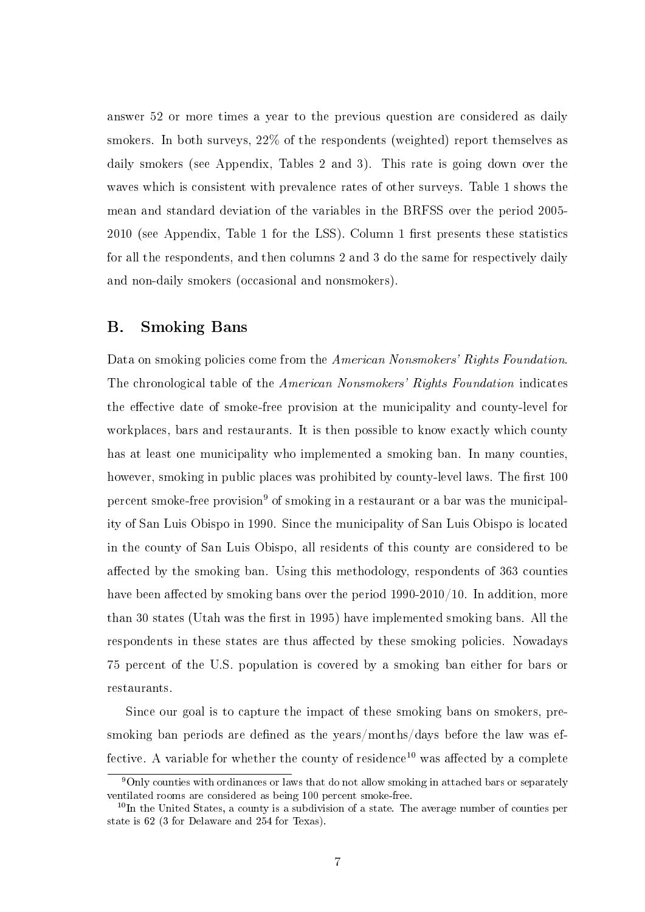answer 52 or more times a year to the previous question are considered as daily smokers. In both surveys, 22% of the respondents (weighted) report themselves as daily smokers (see Appendix, Tables 2 and 3). This rate is going down over the waves which is consistent with prevalence rates of other surveys. Table 1 shows the mean and standard deviation of the variables in the BRFSS over the period 2005-2010 (see Appendix, Table 1 for the LSS). Column 1 first presents these statistics for all the respondents, and then columns 2 and 3 do the same for respectively daily and non-daily smokers (occasional and nonsmokers).

## B. Smoking Bans

Data on smoking policies come from the *American Nonsmokers' Rights Foundation*. The chronological table of the *American Nonsmokers' Rights Foundation* indicates the effective date of smoke-free provision at the municipality and county-level for workplaces, bars and restaurants. It is then possible to know exactly which county has at least one municipality who implemented a smoking ban. In many counties, however, smoking in public places was prohibited by county-level laws. The first 100 percent smoke-free provision[9] of smoking in a restaurant or a bar was the municipality of San Luis Obispo in 1990. Since the municipality of San Luis Obispo is located in the county of San Luis Obispo, all residents of this county are considered to be affected by the smoking ban. Using this methodology, respondents of 363 counties have been affected by smoking bans over the period 1990-2010/10. In addition, more than 30 states (Utah was the first in 1995) have implemented smoking bans. All the respondents in these states are thus affected by these smoking policies. Nowadays 75 percent of the U.S. population is covered by a smoking ban either for bars or restaurants.

Since our goal is to capture the impact of these smoking bans on smokers, pre-smoking ban periods are defined as the years/months/days before the law was effective. A variable for whether the county of residence[10] was affected by a complete

[9] Only counties with ordinances or laws that do not allow smoking in attached bars or separately ventilated rooms are considered as being 100 percent smoke-free.

[10] In the United States, a county is a subdivision of a state. The average number of counties per state is 62 (3 for Delaware and 254 for Texas).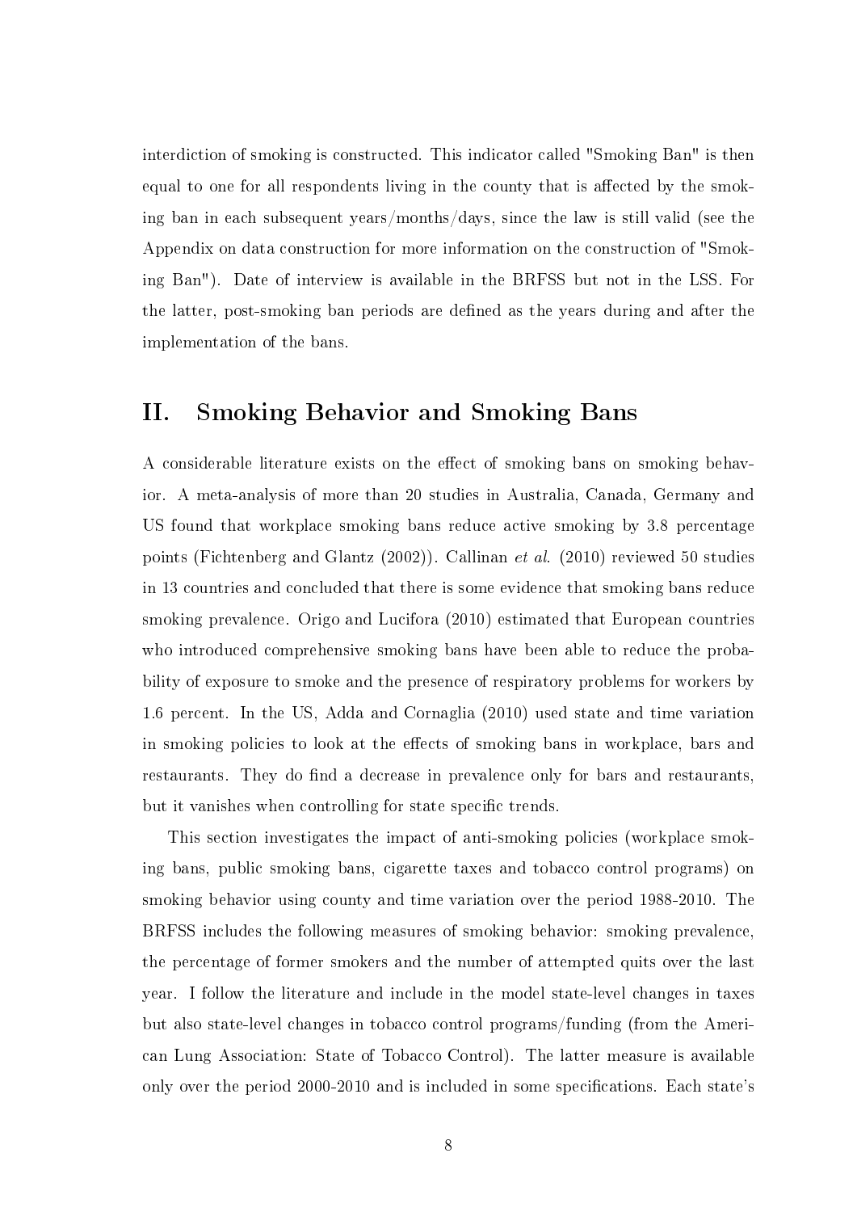interdiction of smoking is constructed. This indicator called "Smoking Ban" is then equal to one for all respondents living in the county that is affected by the smoking ban in each subsequent years/months/days, since the law is still valid (see the Appendix on data construction for more information on the construction of "Smoking Ban"). Date of interview is available in the BRFSS but not in the LSS. For the latter, post-smoking ban periods are defined as the years during and after the implementation of the bans.

## II. Smoking Behavior and Smoking Bans

A considerable literature exists on the effect of smoking bans on smoking behavior. A meta-analysis of more than 20 studies in Australia, Canada, Germany and US found that workplace smoking bans reduce active smoking by 3.8 percentage points (Fichtenberg and Glantz (2002)). Callinan *et al*. (2010) reviewed 50 studies in 13 countries and concluded that there is some evidence that smoking bans reduce smoking prevalence. Origo and Lucifora (2010) estimated that European countries who introduced comprehensive smoking bans have been able to reduce the probability of exposure to smoke and the presence of respiratory problems for workers by 1.6 percent. In the US, Adda and Cornaglia (2010) used state and time variation in smoking policies to look at the effects of smoking bans in workplace, bars and restaurants. They do find a decrease in prevalence only for bars and restaurants, but it vanishes when controlling for state specific trends.

This section investigates the impact of anti-smoking policies (workplace smoking bans, public smoking bans, cigarette taxes and tobacco control programs) on smoking behavior using county and time variation over the period 1988-2010. The BRFSS includes the following measures of smoking behavior: smoking prevalence, the percentage of former smokers and the number of attempted quits over the last year. I follow the literature and include in the model state-level changes in taxes but also state-level changes in tobacco control programs/funding (from the American Lung Association: State of Tobacco Control). The latter measure is available only over the period 2000-2010 and is included in some specifications. Each state's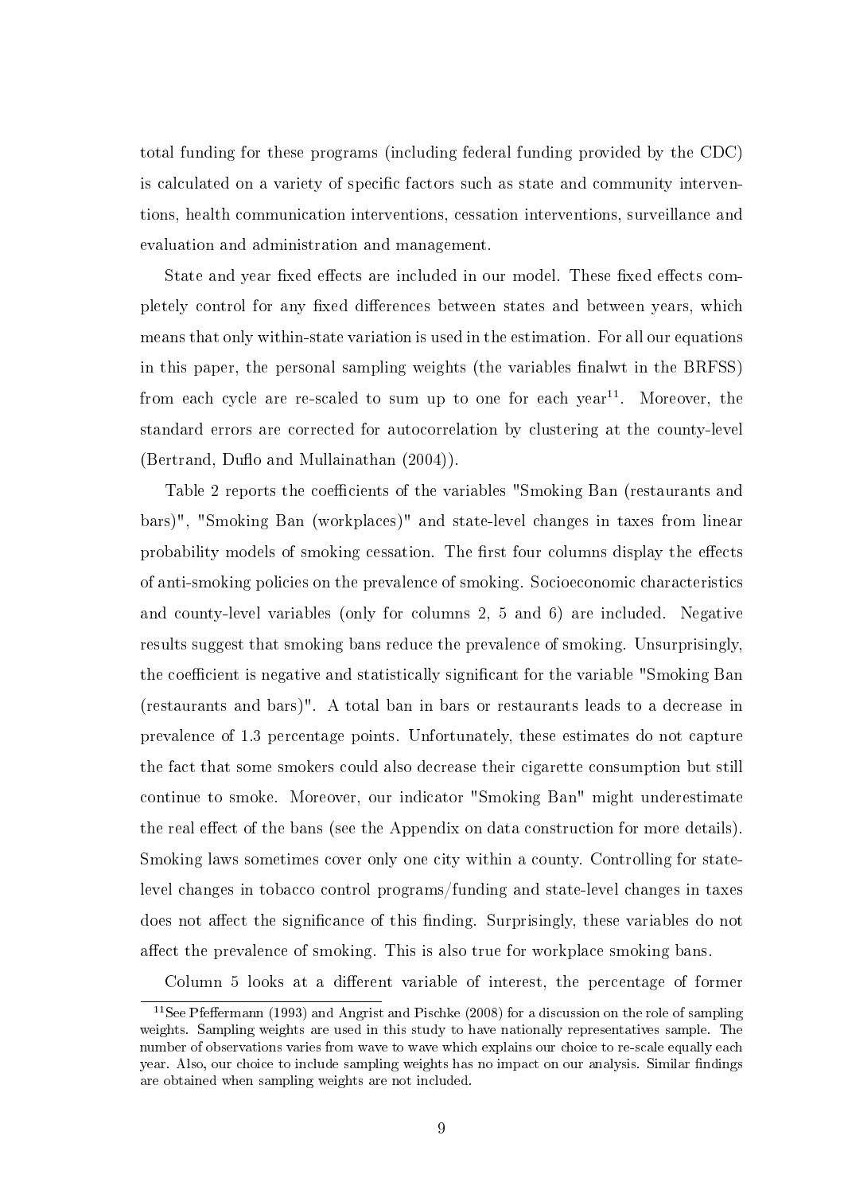total funding for these programs (including federal funding provided by the CDC) is calculated on a variety of specific factors such as state and community interventions, health communication interventions, cessation interventions, surveillance and evaluation and administration and management.

State and year fixed effects are included in our model. These fixed effects completely control for any fixed differences between states and between years, which means that only within-state variation is used in the estimation. For all our equations in this paper, the personal sampling weights (the variables finalwt in the BRFSS) from each cycle are re-scaled to sum up to one for each year[11]. Moreover, the standard errors are corrected for autocorrelation by clustering at the county-level (Bertrand, Duflo and Mullainathan (2004)).

Table 2 reports the coefficients of the variables "Smoking Ban (restaurants and bars)", "Smoking Ban (workplaces)" and state-level changes in taxes from linear probability models of smoking cessation. The first four columns display the effects of anti-smoking policies on the prevalence of smoking. Socioeconomic characteristics and county-level variables (only for columns 2, 5 and 6) are included. Negative results suggest that smoking bans reduce the prevalence of smoking. Unsurprisingly, the coefficient is negative and statistically significant for the variable "Smoking Ban (restaurants and bars)". A total ban in bars or restaurants leads to a decrease in prevalence of 1.3 percentage points. Unfortunately, these estimates do not capture the fact that some smokers could also decrease their cigarette consumption but still continue to smoke. Moreover, our indicator "Smoking Ban" might underestimate the real effect of the bans (see the Appendix on data construction for more details). Smoking laws sometimes cover only one city within a county. Controlling for state-level changes in tobacco control programs/funding and state-level changes in taxes does not affect the significance of this finding. Surprisingly, these variables do not affect the prevalence of smoking. This is also true for workplace smoking bans.

Column 5 looks at a different variable of interest, the percentage of former

[11] See Pfeffermann (1993) and Angrist and Pischke (2008) for a discussion on the role of sampling weights. Sampling weights are used in this study to have nationally representatives sample. The number of observations varies from wave to wave which explains our choice to re-scale equally each year. Also, our choice to include sampling weights has no impact on our analysis. Similar findings are obtained when sampling weights are not included.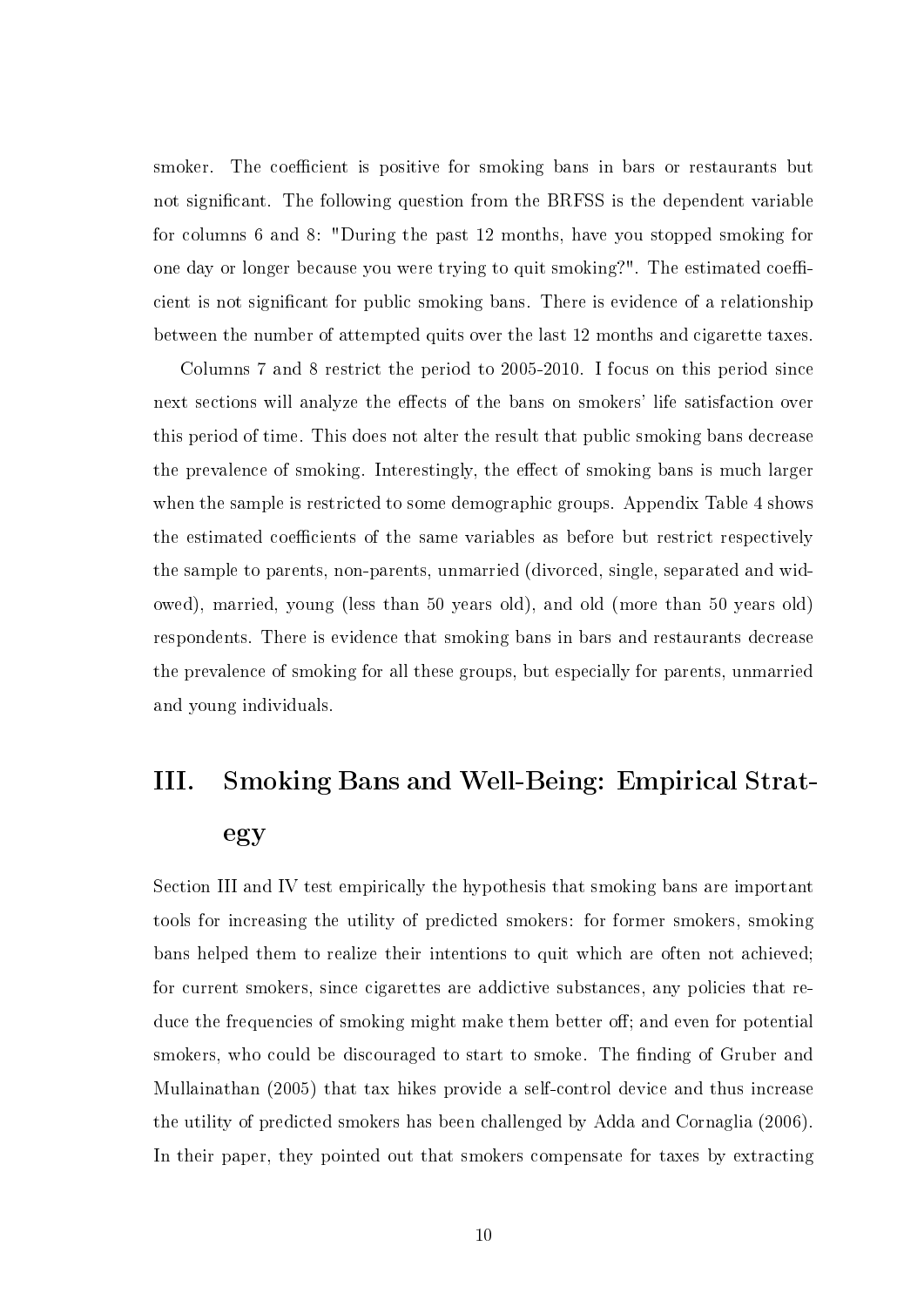smoker. The coefficient is positive for smoking bans in bars or restaurants but not significant. The following question from the BRFSS is the dependent variable for columns 6 and 8: "During the past 12 months, have you stopped smoking for one day or longer because you were trying to quit smoking?". The estimated coefficient is not significant for public smoking bans. There is evidence of a relationship between the number of attempted quits over the last 12 months and cigarette taxes.

Columns 7 and 8 restrict the period to 2005-2010. I focus on this period since next sections will analyze the effects of the bans on smokers' life satisfaction over this period of time. This does not alter the result that public smoking bans decrease the prevalence of smoking. Interestingly, the effect of smoking bans is much larger when the sample is restricted to some demographic groups. Appendix Table 4 shows the estimated coefficients of the same variables as before but restrict respectively the sample to parents, non-parents, unmarried (divorced, single, separated and widowed), married, young (less than 50 years old), and old (more than 50 years old) respondents. There is evidence that smoking bans in bars and restaurants decrease the prevalence of smoking for all these groups, but especially for parents, unmarried and young individuals.

# III. Smoking Bans and Well-Being: Empirical Strategy

Section III and IV test empirically the hypothesis that smoking bans are important tools for increasing the utility of predicted smokers: for former smokers, smoking bans helped them to realize their intentions to quit which are often not achieved; for current smokers, since cigarettes are addictive substances, any policies that reduce the frequencies of smoking might make them better off; and even for potential smokers, who could be discouraged to start to smoke. The finding of Gruber and Mullainathan (2005) that tax hikes provide a self-control device and thus increase the utility of predicted smokers has been challenged by Adda and Cornaglia (2006). In their paper, they pointed out that smokers compensate for taxes by extracting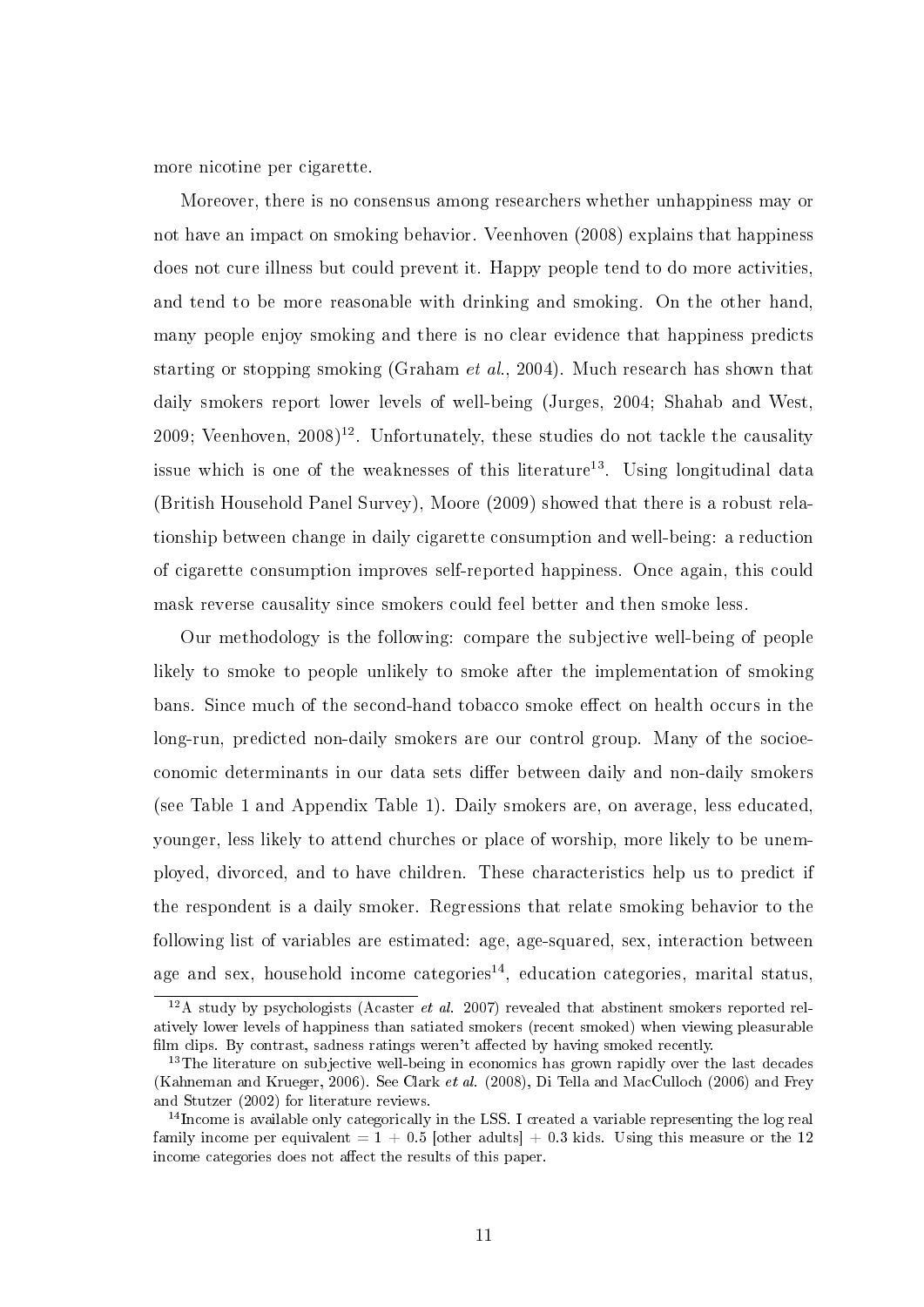more nicotine per cigarette.

Moreover, there is no consensus among researchers whether unhappiness may or not have an impact on smoking behavior. Veenhoven (2008) explains that happiness does not cure illness but could prevent it. Happy people tend to do more activities, and tend to be more reasonable with drinking and smoking. On the other hand, many people enjoy smoking and there is no clear evidence that happiness predicts starting or stopping smoking (Graham *et al.*, 2004). Much research has shown that daily smokers report lower levels of well-being (Jurges, 2004; Shahab and West, 2009; Veenhoven, 2008)[12]. Unfortunately, these studies do not tackle the causality issue which is one of the weaknesses of this literature[13]. Using longitudinal data (British Household Panel Survey), Moore (2009) showed that there is a robust relationship between change in daily cigarette consumption and well-being: a reduction of cigarette consumption improves self-reported happiness. Once again, this could mask reverse causality since smokers could feel better and then smoke less.

Our methodology is the following: compare the subjective well-being of people likely to smoke to people unlikely to smoke after the implementation of smoking bans. Since much of the second-hand tobacco smoke effect on health occurs in the long-run, predicted non-daily smokers are our control group. Many of the socioeconomic determinants in our data sets differ between daily and non-daily smokers (see Table 1 and Appendix Table 1). Daily smokers are, on average, less educated, younger, less likely to attend churches or place of worship, more likely to be unemployed, divorced, and to have children. These characteristics help us to predict if the respondent is a daily smoker. Regressions that relate smoking behavior to the following list of variables are estimated: age, age-squared, sex, interaction between age and sex, household income categories[14], education categories, marital status,

[12] A study by psychologists (Acaster *et al.* 2007) revealed that abstinent smokers reported relatively lower levels of happiness than satiated smokers (recent smoked) when viewing pleasurable film clips. By contrast, sadness ratings weren't affected by having smoked recently.

[13] The literature on subjective well-being in economics has grown rapidly over the last decades (Kahneman and Krueger, 2006). See Clark *et al.* (2008), Di Tella and MacCulloch (2006) and Frey and Stutzer (2002) for literature reviews.

[14] Income is available only categorically in the LSS. I created a variable representing the log real family income per equivalent = 1 + 0.5 [other adults] + 0.3 kids. Using this measure or the 12 income categories does not affect the results of this paper.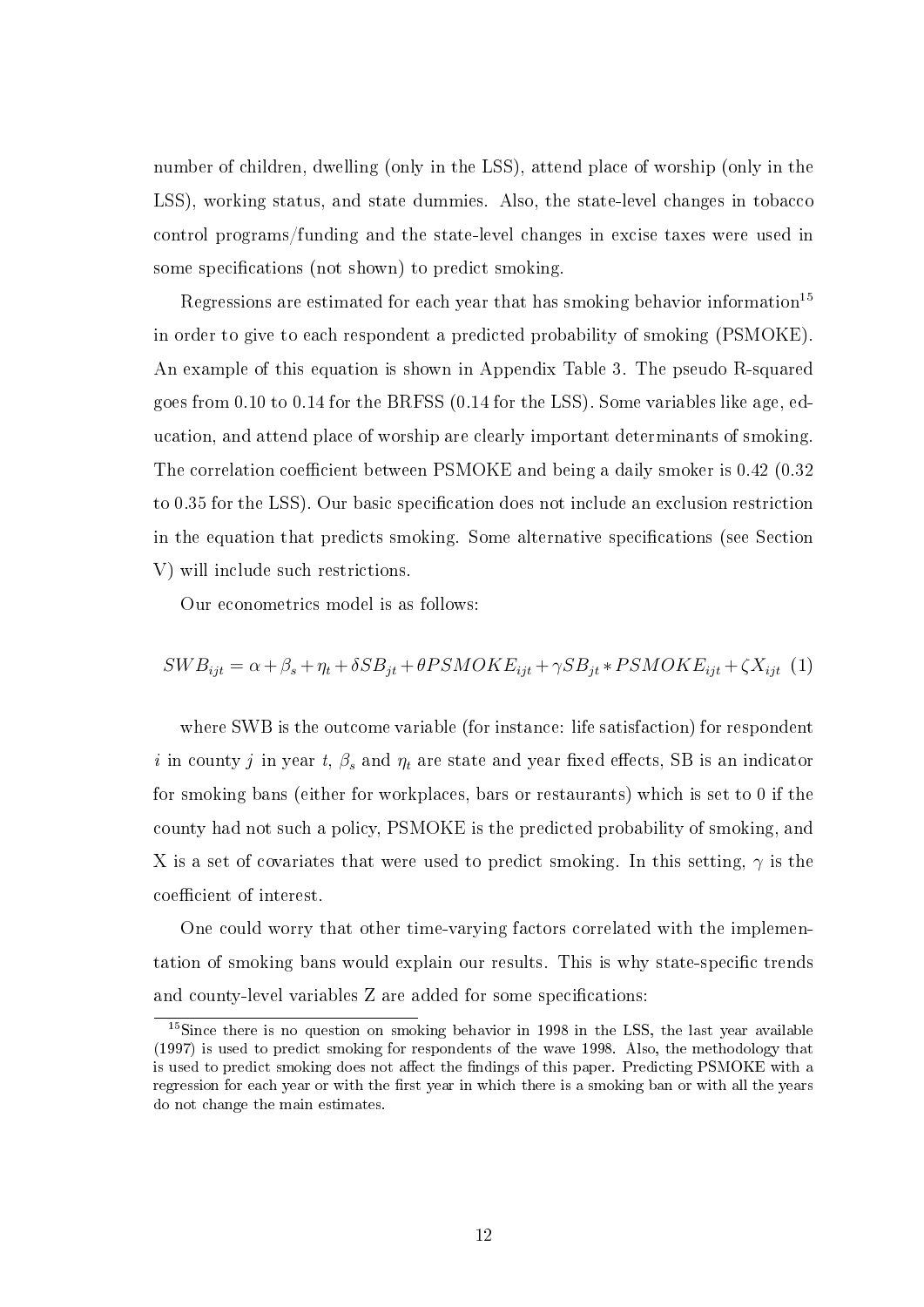number of children, dwelling (only in the LSS), attend place of worship (only in the LSS), working status, and state dummies. Also, the state-level changes in tobacco control programs/funding and the state-level changes in excise taxes were used in some specifications (not shown) to predict smoking.

Regressions are estimated for each year that has smoking behavior information[15] in order to give to each respondent a predicted probability of smoking (PSMOKE). An example of this equation is shown in Appendix Table 3. The pseudo R-squared goes from 0.10 to 0.14 for the BRFSS (0.14 for the LSS). Some variables like age, education, and attend place of worship are clearly important determinants of smoking. The correlation coefficient between PSMOKE and being a daily smoker is 0.42 (0.32 to 0.35 for the LSS). Our basic specification does not include an exclusion restriction in the equation that predicts smoking. Some alternative specifications (see Section V) will include such restrictions.

Our econometrics model is as follows:

$$SWB_{ijt} = \alpha + \beta_s + \eta_t + \delta SB_{jt} + \theta PSMOKE_{ijt} + \gamma SB_{jt} * PSMOKE_{ijt} + \zeta X_{ijt} \quad (1)$$

where SWB is the outcome variable (for instance: life satisfaction) for respondent $i$ in county $j$ in year $t$, $\beta_s$ and $\eta_t$ are state and year fixed effects, SB is an indicator for smoking bans (either for workplaces, bars or restaurants) which is set to 0 if the county had not such a policy, PSMOKE is the predicted probability of smoking, and X is a set of covariates that were used to predict smoking. In this setting, $\gamma$ is the coefficient of interest.

One could worry that other time-varying factors correlated with the implementation of smoking bans would explain our results. This is why state-specific trends and county-level variables Z are added for some specifications:

[15] Since there is no question on smoking behavior in 1998 in the LSS, the last year available (1997) is used to predict smoking for respondents of the wave 1998. Also, the methodology that is used to predict smoking does not affect the findings of this paper. Predicting PSMOKE with a regression for each year or with the first year in which there is a smoking ban or with all the years do not change the main estimates.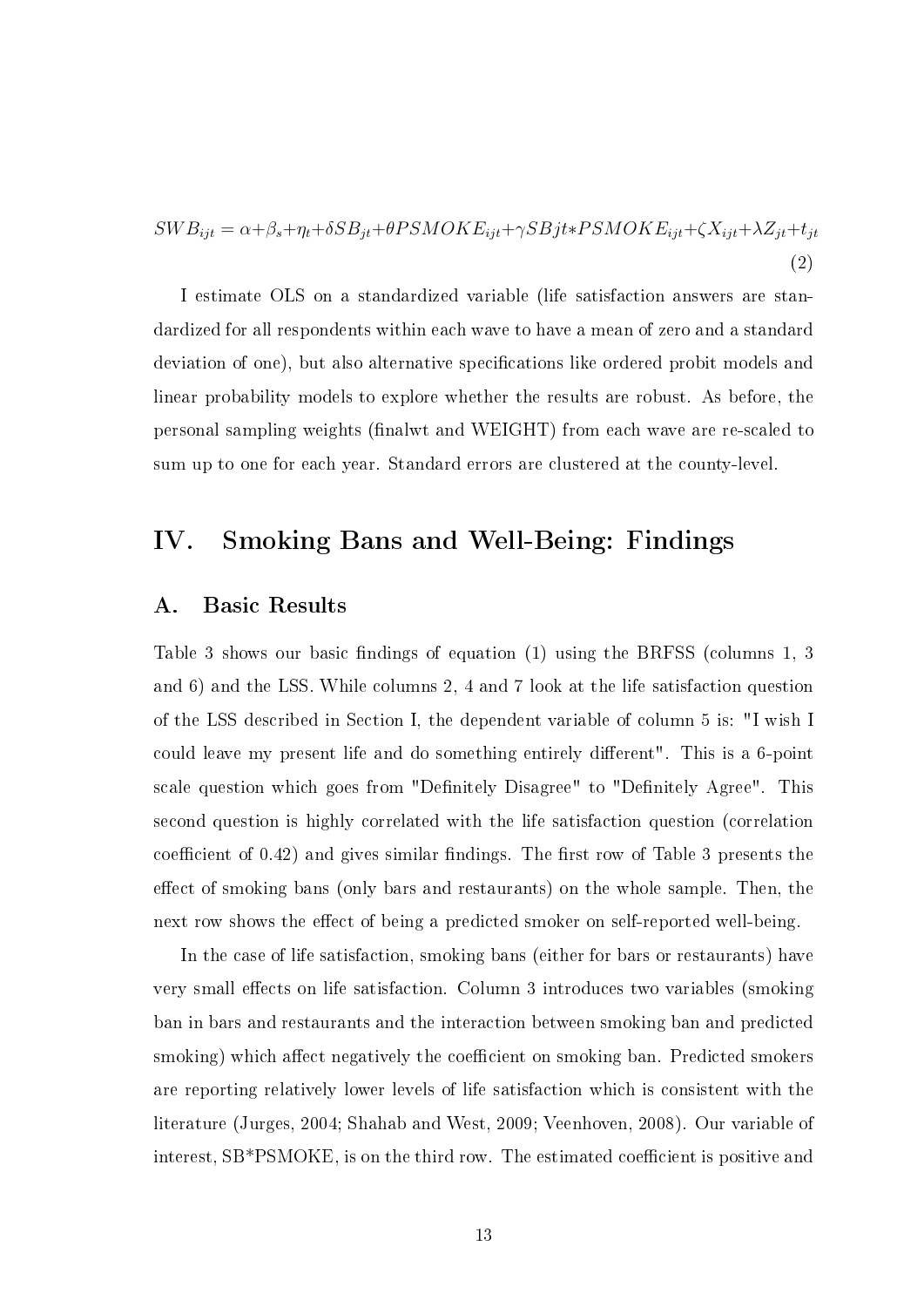$$SWB_{ijt} = \alpha + \beta_s + \eta_t + \delta SB_{jt} + \theta PSMOKE_{ijt} + \gamma SBjt * PSMOKE_{ijt} + \zeta X_{ijt} + \lambda Z_{jt} + t_{jt} \tag{2}$$

I estimate OLS on a standardized variable (life satisfaction answers are standardized for all respondents within each wave to have a mean of zero and a standard deviation of one), but also alternative specifications like ordered probit models and linear probability models to explore whether the results are robust. As before, the personal sampling weights (finalwt and WEIGHT) from each wave are re-scaled to sum up to one for each year. Standard errors are clustered at the county-level.

## IV. Smoking Bans and Well-Being: Findings

### A. Basic Results

Table 3 shows our basic findings of equation (1) using the BRFSS (columns 1, 3 and 6) and the LSS. While columns 2, 4 and 7 look at the life satisfaction question of the LSS described in Section I, the dependent variable of column 5 is: "I wish I could leave my present life and do something entirely different". This is a 6-point scale question which goes from "Definitely Disagree" to "Definitely Agree". This second question is highly correlated with the life satisfaction question (correlation coefficient of 0.42) and gives similar findings. The first row of Table 3 presents the effect of smoking bans (only bars and restaurants) on the whole sample. Then, the next row shows the effect of being a predicted smoker on self-reported well-being.

In the case of life satisfaction, smoking bans (either for bars or restaurants) have very small effects on life satisfaction. Column 3 introduces two variables (smoking ban in bars and restaurants and the interaction between smoking ban and predicted smoking) which affect negatively the coefficient on smoking ban. Predicted smokers are reporting relatively lower levels of life satisfaction which is consistent with the literature (Jurges, 2004; Shahab and West, 2009; Veenhoven, 2008). Our variable of interest, SB*PSMOKE, is on the third row. The estimated coefficient is positive and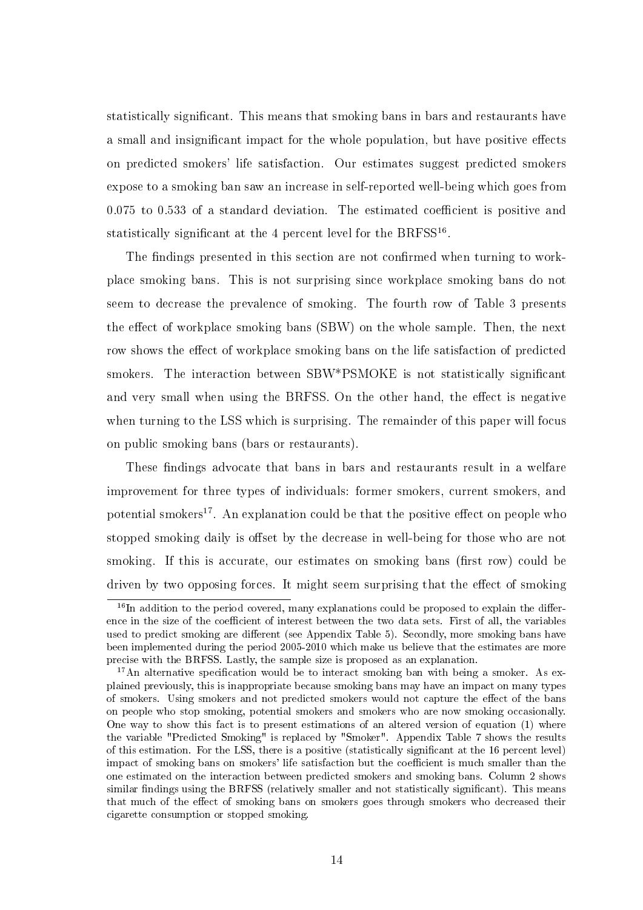statistically significant. This means that smoking bans in bars and restaurants have a small and insignificant impact for the whole population, but have positive effects on predicted smokers' life satisfaction. Our estimates suggest predicted smokers expose to a smoking ban saw an increase in self-reported well-being which goes from 0.075 to 0.533 of a standard deviation. The estimated coefficient is positive and statistically significant at the 4 percent level for the BRFSS[16].

The findings presented in this section are not confirmed when turning to workplace smoking bans. This is not surprising since workplace smoking bans do not seem to decrease the prevalence of smoking. The fourth row of Table 3 presents the effect of workplace smoking bans (SBW) on the whole sample. Then, the next row shows the effect of workplace smoking bans on the life satisfaction of predicted smokers. The interaction between SBW*PSMOKE is not statistically significant and very small when using the BRFSS. On the other hand, the effect is negative when turning to the LSS which is surprising. The remainder of this paper will focus on public smoking bans (bars or restaurants).

These findings advocate that bans in bars and restaurants result in a welfare improvement for three types of individuals: former smokers, current smokers, and potential smokers[17]. An explanation could be that the positive effect on people who stopped smoking daily is offset by the decrease in well-being for those who are not smoking. If this is accurate, our estimates on smoking bans (first row) could be driven by two opposing forces. It might seem surprising that the effect of smoking

[16] In addition to the period covered, many explanations could be proposed to explain the difference in the size of the coefficient of interest between the two data sets. First of all, the variables used to predict smoking are different (see Appendix Table 5). Secondly, more smoking bans have been implemented during the period 2005-2010 which make us believe that the estimates are more precise with the BRFSS. Lastly, the sample size is proposed as an explanation.

[17] An alternative specification would be to interact smoking ban with being a smoker. As explained previously, this is inappropriate because smoking bans may have an impact on many types of smokers. Using smokers and not predicted smokers would not capture the effect of the bans on people who stop smoking, potential smokers and smokers who are now smoking occasionally. One way to show this fact is to present estimations of an altered version of equation (1) where the variable "Predicted Smoking" is replaced by "Smoker". Appendix Table 7 shows the results of this estimation. For the LSS, there is a positive (statistically significant at the 16 percent level) impact of smoking bans on smokers' life satisfaction but the coefficient is much smaller than the one estimated on the interaction between predicted smokers and smoking bans. Column 2 shows similar findings using the BRFSS (relatively smaller and not statistically significant). This means that much of the effect of smoking bans on smokers goes through smokers who decreased their cigarette consumption or stopped smoking.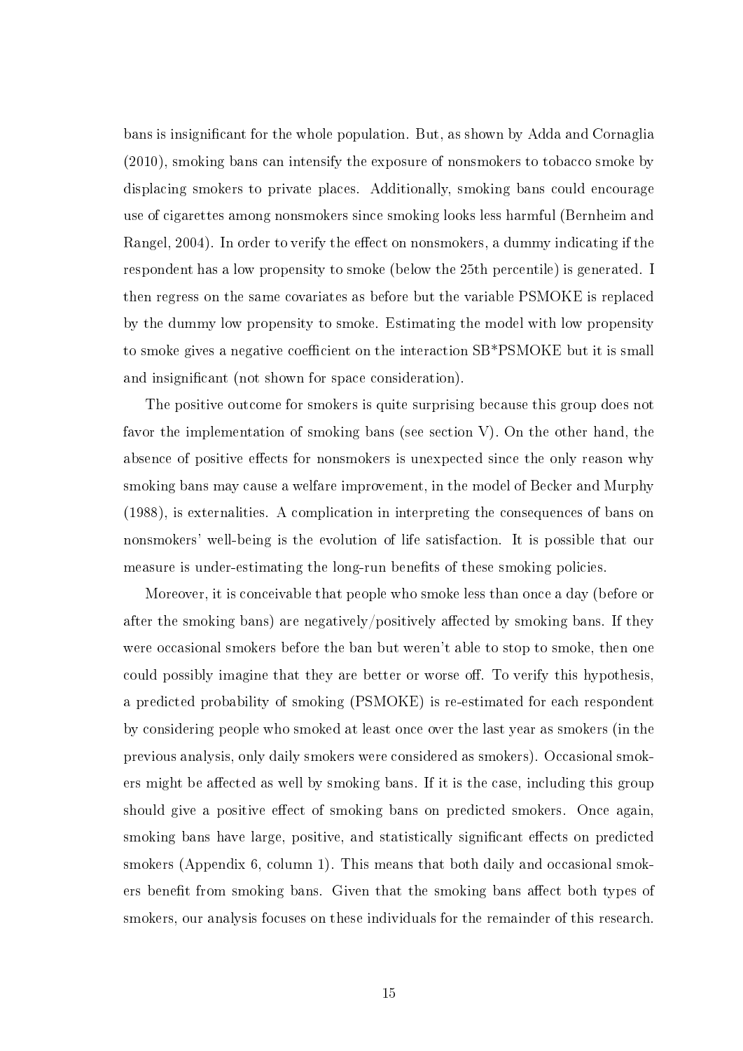bans is insignificant for the whole population. But, as shown by Adda and Cornaglia (2010), smoking bans can intensify the exposure of nonsmokers to tobacco smoke by displacing smokers to private places. Additionally, smoking bans could encourage use of cigarettes among nonsmokers since smoking looks less harmful (Bernheim and Rangel, 2004). In order to verify the effect on nonsmokers, a dummy indicating if the respondent has a low propensity to smoke (below the 25th percentile) is generated. I then regress on the same covariates as before but the variable PSMOKE is replaced by the dummy low propensity to smoke. Estimating the model with low propensity to smoke gives a negative coefficient on the interaction SB*PSMOKE but it is small and insignificant (not shown for space consideration).

The positive outcome for smokers is quite surprising because this group does not favor the implementation of smoking bans (see section V). On the other hand, the absence of positive effects for nonsmokers is unexpected since the only reason why smoking bans may cause a welfare improvement, in the model of Becker and Murphy (1988), is externalities. A complication in interpreting the consequences of bans on nonsmokers' well-being is the evolution of life satisfaction. It is possible that our measure is under-estimating the long-run benefits of these smoking policies.

Moreover, it is conceivable that people who smoke less than once a day (before or after the smoking bans) are negatively/positively affected by smoking bans. If they were occasional smokers before the ban but weren't able to stop to smoke, then one could possibly imagine that they are better or worse off. To verify this hypothesis, a predicted probability of smoking (PSMOKE) is re-estimated for each respondent by considering people who smoked at least once over the last year as smokers (in the previous analysis, only daily smokers were considered as smokers). Occasional smokers might be affected as well by smoking bans. If it is the case, including this group should give a positive effect of smoking bans on predicted smokers. Once again, smoking bans have large, positive, and statistically significant effects on predicted smokers (Appendix 6, column 1). This means that both daily and occasional smokers benefit from smoking bans. Given that the smoking bans affect both types of smokers, our analysis focuses on these individuals for the remainder of this research.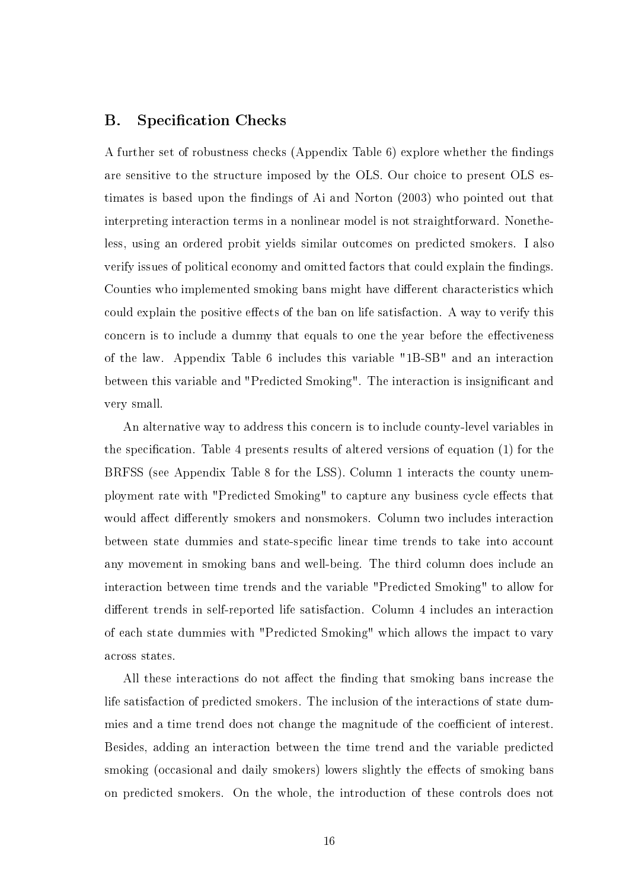## B. Specification Checks

A further set of robustness checks (Appendix Table 6) explore whether the findings are sensitive to the structure imposed by the OLS. Our choice to present OLS estimates is based upon the findings of Ai and Norton (2003) who pointed out that interpreting interaction terms in a nonlinear model is not straightforward. Nonetheless, using an ordered probit yields similar outcomes on predicted smokers. I also verify issues of political economy and omitted factors that could explain the findings. Counties who implemented smoking bans might have different characteristics which could explain the positive effects of the ban on life satisfaction. A way to verify this concern is to include a dummy that equals to one the year before the effectiveness of the law. Appendix Table 6 includes this variable "1B-SB" and an interaction between this variable and "Predicted Smoking". The interaction is insignificant and very small.

An alternative way to address this concern is to include county-level variables in the specification. Table 4 presents results of altered versions of equation (1) for the BRFSS (see Appendix Table 8 for the LSS). Column 1 interacts the county unemployment rate with "Predicted Smoking" to capture any business cycle effects that would affect differently smokers and nonsmokers. Column two includes interaction between state dummies and state-specific linear time trends to take into account any movement in smoking bans and well-being. The third column does include an interaction between time trends and the variable "Predicted Smoking" to allow for different trends in self-reported life satisfaction. Column 4 includes an interaction of each state dummies with "Predicted Smoking" which allows the impact to vary across states.

All these interactions do not affect the finding that smoking bans increase the life satisfaction of predicted smokers. The inclusion of the interactions of state dummies and a time trend does not change the magnitude of the coefficient of interest. Besides, adding an interaction between the time trend and the variable predicted smoking (occasional and daily smokers) lowers slightly the effects of smoking bans on predicted smokers. On the whole, the introduction of these controls does not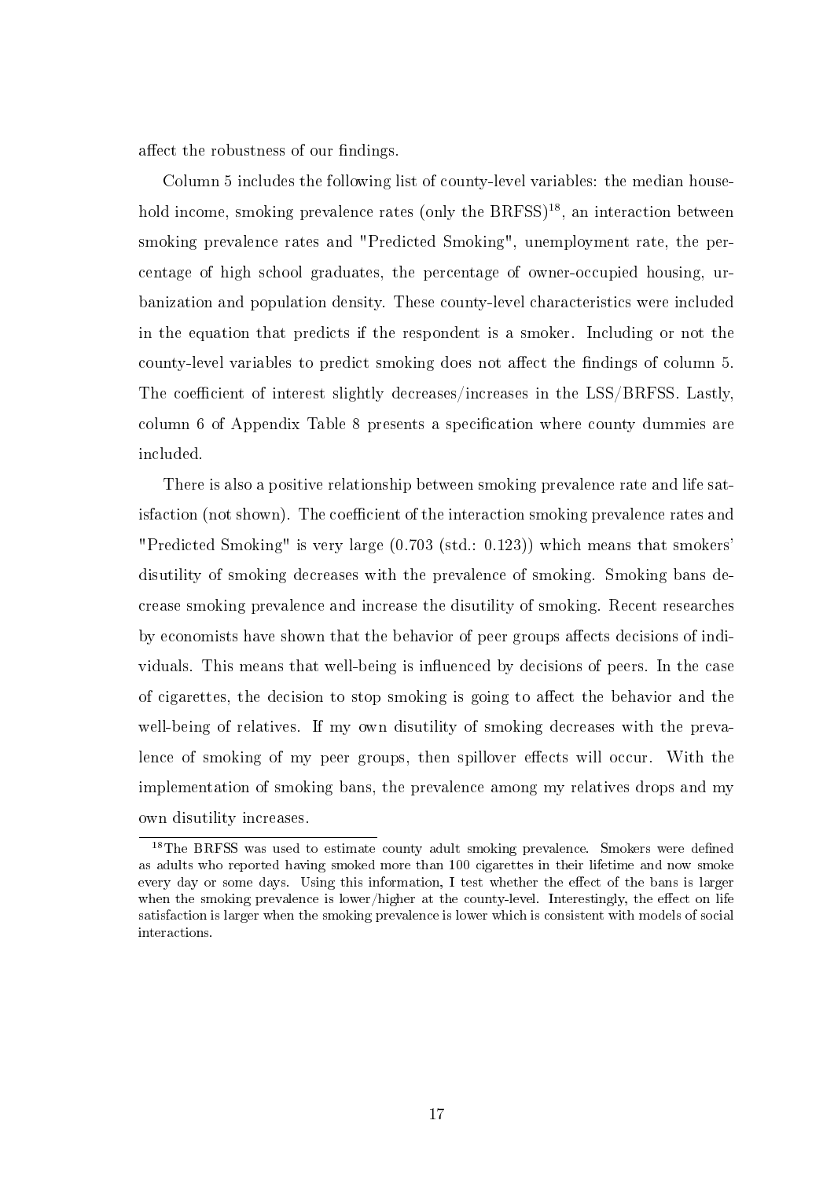affect the robustness of our findings.

Column 5 includes the following list of county-level variables: the median household income, smoking prevalence rates (only the BRFSS)[18], an interaction between smoking prevalence rates and "Predicted Smoking", unemployment rate, the percentage of high school graduates, the percentage of owner-occupied housing, urbanization and population density. These county-level characteristics were included in the equation that predicts if the respondent is a smoker. Including or not the county-level variables to predict smoking does not affect the findings of column 5. The coefficient of interest slightly decreases/increases in the LSS/BRFSS. Lastly, column 6 of Appendix Table 8 presents a specification where county dummies are included.

There is also a positive relationship between smoking prevalence rate and life satisfaction (not shown). The coefficient of the interaction smoking prevalence rates and "Predicted Smoking" is very large (0.703 (std.: 0.123)) which means that smokers' disutility of smoking decreases with the prevalence of smoking. Smoking bans decrease smoking prevalence and increase the disutility of smoking. Recent researches by economists have shown that the behavior of peer groups affects decisions of individuals. This means that well-being is influenced by decisions of peers. In the case of cigarettes, the decision to stop smoking is going to affect the behavior and the well-being of relatives. If my own disutility of smoking decreases with the prevalence of smoking of my peer groups, then spillover effects will occur. With the implementation of smoking bans, the prevalence among my relatives drops and my own disutility increases.

[18] The BRFSS was used to estimate county adult smoking prevalence. Smokers were defined as adults who reported having smoked more than 100 cigarettes in their lifetime and now smoke every day or some days. Using this information, I test whether the effect of the bans is larger when the smoking prevalence is lower/higher at the county-level. Interestingly, the effect on life satisfaction is larger when the smoking prevalence is lower which is consistent with models of social interactions.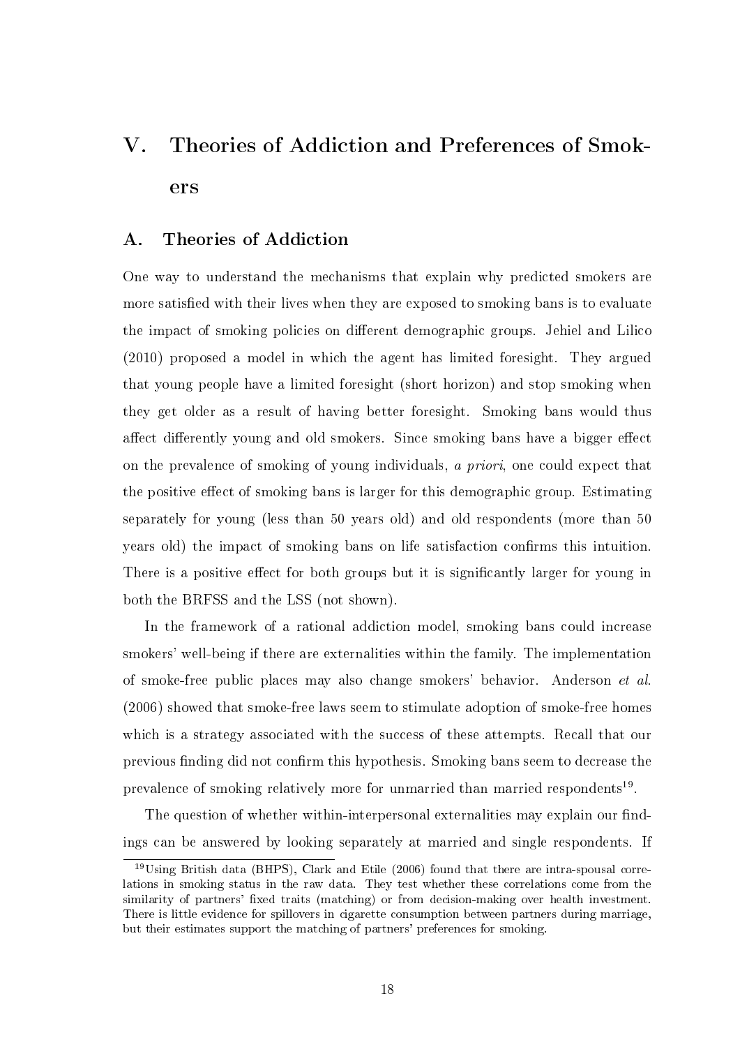# V. Theories of Addiction and Preferences of Smokers

## A. Theories of Addiction

One way to understand the mechanisms that explain why predicted smokers are more satisfied with their lives when they are exposed to smoking bans is to evaluate the impact of smoking policies on different demographic groups. Jehiel and Lilico (2010) proposed a model in which the agent has limited foresight. They argued that young people have a limited foresight (short horizon) and stop smoking when they get older as a result of having better foresight. Smoking bans would thus affect differently young and old smokers. Since smoking bans have a bigger effect on the prevalence of smoking of young individuals, *a priori*, one could expect that the positive effect of smoking bans is larger for this demographic group. Estimating separately for young (less than 50 years old) and old respondents (more than 50 years old) the impact of smoking bans on life satisfaction confirms this intuition. There is a positive effect for both groups but it is significantly larger for young in both the BRFSS and the LSS (not shown).

In the framework of a rational addiction model, smoking bans could increase smokers' well-being if there are externalities within the family. The implementation of smoke-free public places may also change smokers' behavior. Anderson *et al.* (2006) showed that smoke-free laws seem to stimulate adoption of smoke-free homes which is a strategy associated with the success of these attempts. Recall that our previous finding did not confirm this hypothesis. Smoking bans seem to decrease the prevalence of smoking relatively more for unmarried than married respondents[19].

The question of whether within-interpersonal externalities may explain our findings can be answered by looking separately at married and single respondents. If

[19] Using British data (BHPS), Clark and Etile (2006) found that there are intra-spousal correlations in smoking status in the raw data. They test whether these correlations come from the similarity of partners' fixed traits (matching) or from decision-making over health investment. There is little evidence for spillovers in cigarette consumption between partners during marriage, but their estimates support the matching of partners' preferences for smoking.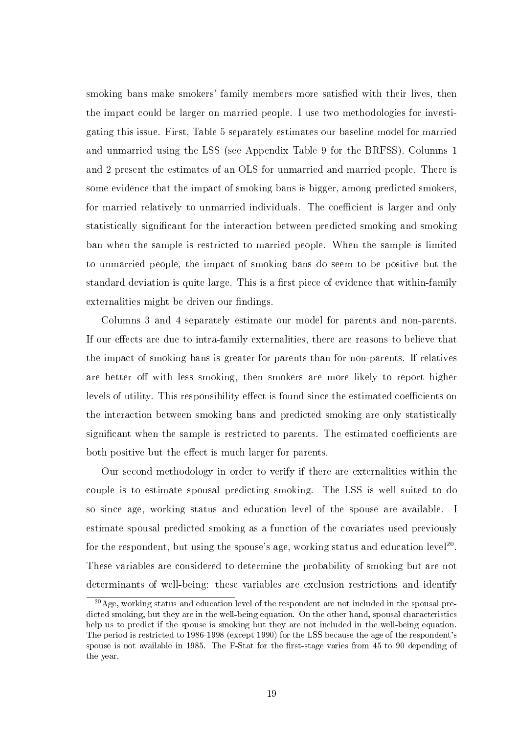smoking bans make smokers' family members more satisfied with their lives, then the impact could be larger on married people. I use two methodologies for investigating this issue. First, Table 5 separately estimates our baseline model for married and unmarried using the LSS (see Appendix Table 9 for the BRFSS). Columns 1 and 2 present the estimates of an OLS for unmarried and married people. There is some evidence that the impact of smoking bans is bigger, among predicted smokers, for married relatively to unmarried individuals. The coefficient is larger and only statistically significant for the interaction between predicted smoking and smoking ban when the sample is restricted to married people. When the sample is limited to unmarried people, the impact of smoking bans do seem to be positive but the standard deviation is quite large. This is a first piece of evidence that within-family externalities might be driven our findings.

Columns 3 and 4 separately estimate our model for parents and non-parents. If our effects are due to intra-family externalities, there are reasons to believe that the impact of smoking bans is greater for parents than for non-parents. If relatives are better off with less smoking, then smokers are more likely to report higher levels of utility. This responsibility effect is found since the estimated coefficients on the interaction between smoking bans and predicted smoking are only statistically significant when the sample is restricted to parents. The estimated coefficients are both positive but the effect is much larger for parents.

Our second methodology in order to verify if there are externalities within the couple is to estimate spousal predicting smoking. The LSS is well suited to do so since age, working status and education level of the spouse are available. I estimate spousal predicted smoking as a function of the covariates used previously for the respondent, but using the spouse's age, working status and education level[20]. These variables are considered to determine the probability of smoking but are not determinants of well-being: these variables are exclusion restrictions and identify

[20] Age, working status and education level of the respondent are not included in the spousal predicted smoking, but they are in the well-being equation. On the other hand, spousal characteristics help us to predict if the spouse is smoking but they are not included in the well-being equation. The period is restricted to 1986-1998 (except 1990) for the LSS because the age of the respondent's spouse is not available in 1985. The F-Stat for the first-stage varies from 45 to 90 depending of the year.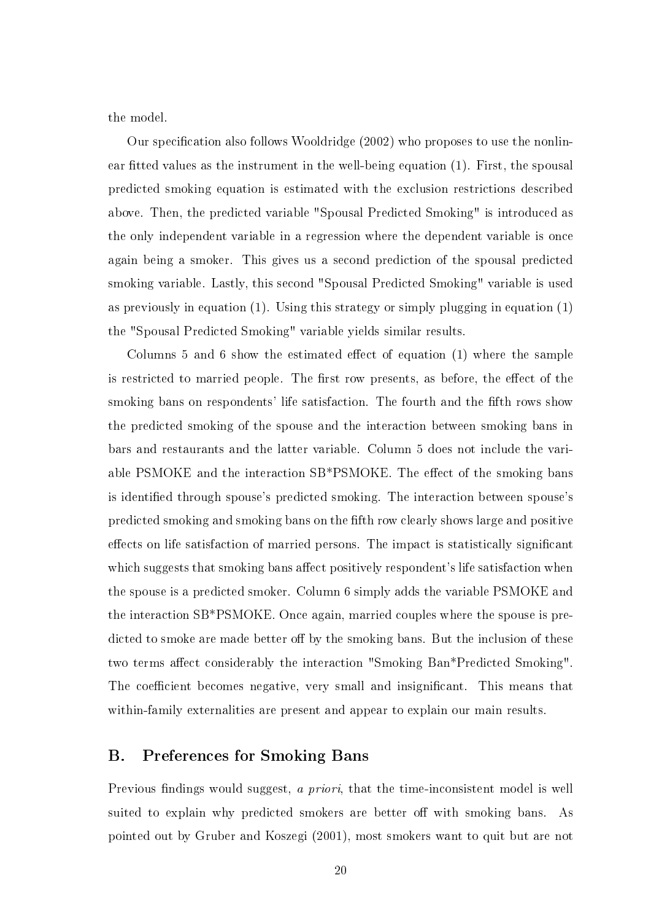the model.

Our specification also follows Wooldridge (2002) who proposes to use the nonlinear fitted values as the instrument in the well-being equation (1). First, the spousal predicted smoking equation is estimated with the exclusion restrictions described above. Then, the predicted variable "Spousal Predicted Smoking" is introduced as the only independent variable in a regression where the dependent variable is once again being a smoker. This gives us a second prediction of the spousal predicted smoking variable. Lastly, this second "Spousal Predicted Smoking" variable is used as previously in equation (1). Using this strategy or simply plugging in equation (1) the "Spousal Predicted Smoking" variable yields similar results.

Columns 5 and 6 show the estimated effect of equation (1) where the sample is restricted to married people. The first row presents, as before, the effect of the smoking bans on respondents' life satisfaction. The fourth and the fifth rows show the predicted smoking of the spouse and the interaction between smoking bans in bars and restaurants and the latter variable. Column 5 does not include the variable PSMOKE and the interaction SB*PSMOKE. The effect of the smoking bans is identified through spouse's predicted smoking. The interaction between spouse's predicted smoking and smoking bans on the fifth row clearly shows large and positive effects on life satisfaction of married persons. The impact is statistically significant which suggests that smoking bans affect positively respondent's life satisfaction when the spouse is a predicted smoker. Column 6 simply adds the variable PSMOKE and the interaction SB*PSMOKE. Once again, married couples where the spouse is predicted to smoke are made better off by the smoking bans. But the inclusion of these two terms affect considerably the interaction "Smoking Ban*Predicted Smoking". The coefficient becomes negative, very small and insignificant. This means that within-family externalities are present and appear to explain our main results.

## B. Preferences for Smoking Bans

Previous findings would suggest, *a priori*, that the time-inconsistent model is well suited to explain why predicted smokers are better off with smoking bans. As pointed out by Gruber and Koszegi (2001), most smokers want to quit but are not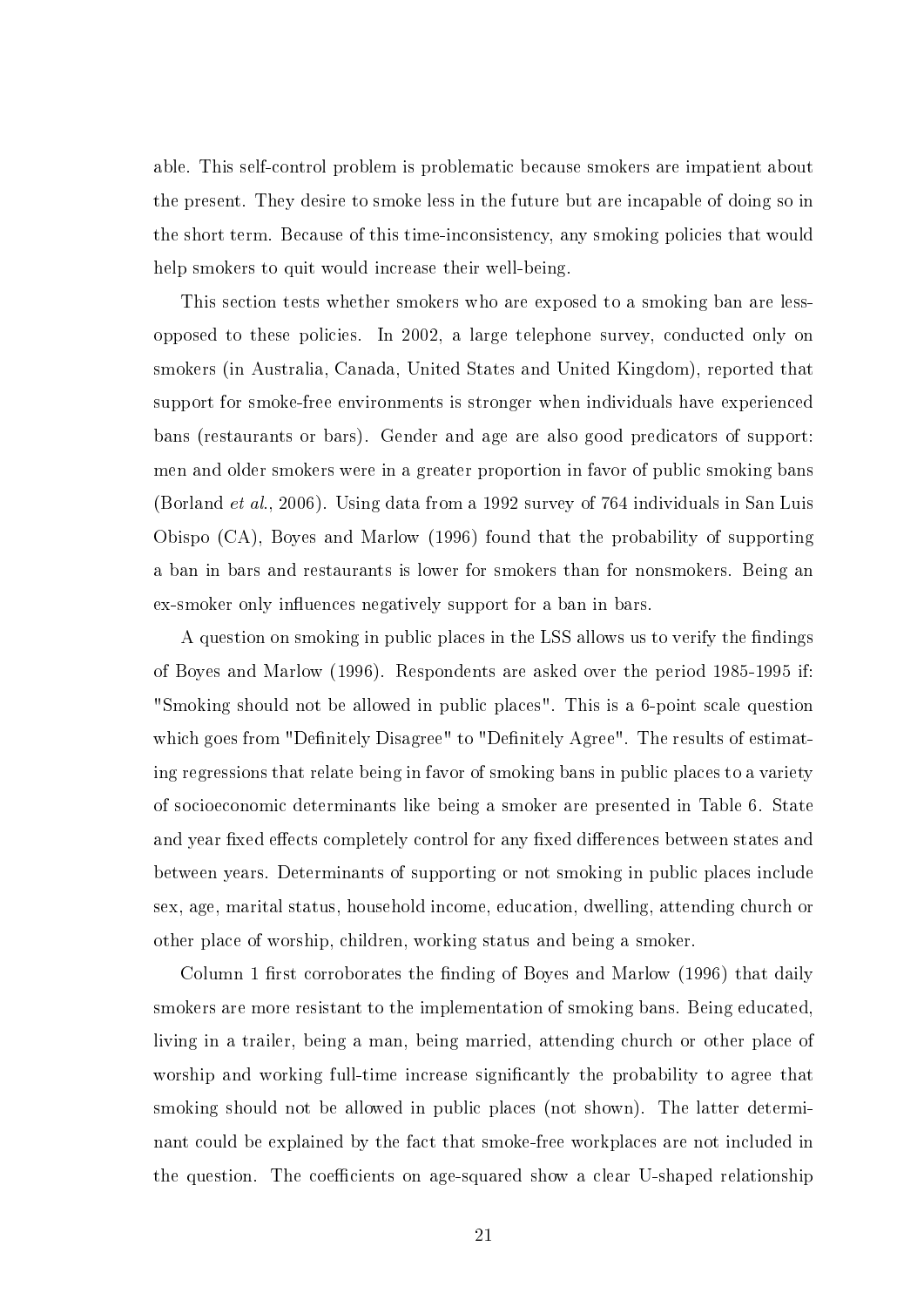able. This self-control problem is problematic because smokers are impatient about the present. They desire to smoke less in the future but are incapable of doing so in the short term. Because of this time-inconsistency, any smoking policies that would help smokers to quit would increase their well-being.

This section tests whether smokers who are exposed to a smoking ban are less-opposed to these policies. In 2002, a large telephone survey, conducted only on smokers (in Australia, Canada, United States and United Kingdom), reported that support for smoke-free environments is stronger when individuals have experienced bans (restaurants or bars). Gender and age are also good predicators of support: men and older smokers were in a greater proportion in favor of public smoking bans (Borland *et al.*, 2006). Using data from a 1992 survey of 764 individuals in San Luis Obispo (CA), Boyes and Marlow (1996) found that the probability of supporting a ban in bars and restaurants is lower for smokers than for nonsmokers. Being an ex-smoker only influences negatively support for a ban in bars.

A question on smoking in public places in the LSS allows us to verify the findings of Boyes and Marlow (1996). Respondents are asked over the period 1985-1995 if: "Smoking should not be allowed in public places". This is a 6-point scale question which goes from "Definitely Disagree" to "Definitely Agree". The results of estimating regressions that relate being in favor of smoking bans in public places to a variety of socioeconomic determinants like being a smoker are presented in Table 6. State and year fixed effects completely control for any fixed differences between states and between years. Determinants of supporting or not smoking in public places include sex, age, marital status, household income, education, dwelling, attending church or other place of worship, children, working status and being a smoker.

Column 1 first corroborates the finding of Boyes and Marlow (1996) that daily smokers are more resistant to the implementation of smoking bans. Being educated, living in a trailer, being a man, being married, attending church or other place of worship and working full-time increase significantly the probability to agree that smoking should not be allowed in public places (not shown). The latter determinant could be explained by the fact that smoke-free workplaces are not included in the question. The coefficients on age-squared show a clear U-shaped relationship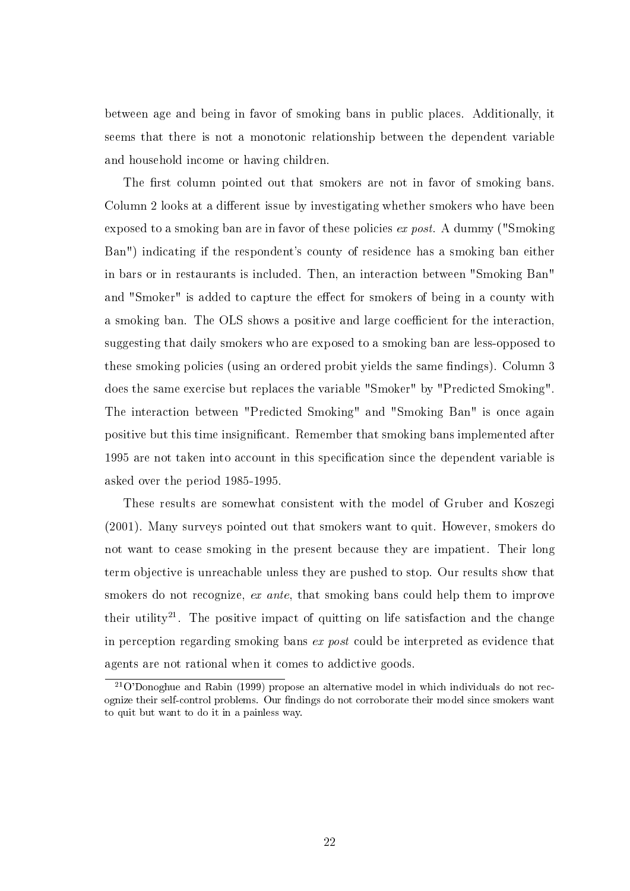between age and being in favor of smoking bans in public places. Additionally, it seems that there is not a monotonic relationship between the dependent variable and household income or having children.

The first column pointed out that smokers are not in favor of smoking bans. Column 2 looks at a different issue by investigating whether smokers who have been exposed to a smoking ban are in favor of these policies *ex post*. A dummy ("Smoking Ban") indicating if the respondent's county of residence has a smoking ban either in bars or in restaurants is included. Then, an interaction between "Smoking Ban" and "Smoker" is added to capture the effect for smokers of being in a county with a smoking ban. The OLS shows a positive and large coefficient for the interaction, suggesting that daily smokers who are exposed to a smoking ban are less-opposed to these smoking policies (using an ordered probit yields the same findings). Column 3 does the same exercise but replaces the variable "Smoker" by "Predicted Smoking". The interaction between "Predicted Smoking" and "Smoking Ban" is once again positive but this time insignificant. Remember that smoking bans implemented after 1995 are not taken into account in this specification since the dependent variable is asked over the period 1985-1995.

These results are somewhat consistent with the model of Gruber and Koszegi (2001). Many surveys pointed out that smokers want to quit. However, smokers do not want to cease smoking in the present because they are impatient. Their long term objective is unreachable unless they are pushed to stop. Our results show that smokers do not recognize, *ex ante*, that smoking bans could help them to improve their utility[21]. The positive impact of quitting on life satisfaction and the change in perception regarding smoking bans *ex post* could be interpreted as evidence that agents are not rational when it comes to addictive goods.

[21] O'Donoghue and Rabin (1999) propose an alternative model in which individuals do not recognize their self-control problems. Our findings do not corroborate their model since smokers want to quit but want to do it in a painless way.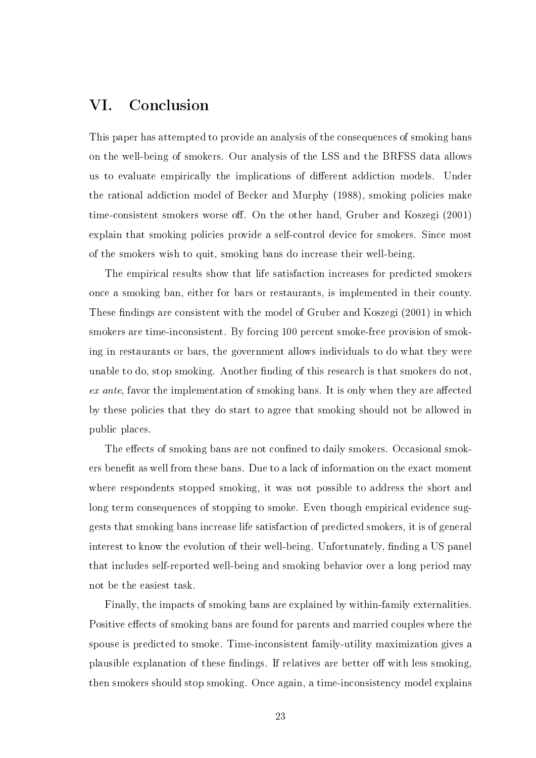## VI. Conclusion

This paper has attempted to provide an analysis of the consequences of smoking bans on the well-being of smokers. Our analysis of the LSS and the BRFSS data allows us to evaluate empirically the implications of different addiction models. Under the rational addiction model of Becker and Murphy (1988), smoking policies make time-consistent smokers worse off. On the other hand, Gruber and Koszegi (2001) explain that smoking policies provide a self-control device for smokers. Since most of the smokers wish to quit, smoking bans do increase their well-being.

The empirical results show that life satisfaction increases for predicted smokers once a smoking ban, either for bars or restaurants, is implemented in their county. These findings are consistent with the model of Gruber and Koszegi (2001) in which smokers are time-inconsistent. By forcing 100 percent smoke-free provision of smoking in restaurants or bars, the government allows individuals to do what they were unable to do, stop smoking. Another finding of this research is that smokers do not, *ex ante*, favor the implementation of smoking bans. It is only when they are affected by these policies that they do start to agree that smoking should not be allowed in public places.

The effects of smoking bans are not confined to daily smokers. Occasional smokers benefit as well from these bans. Due to a lack of information on the exact moment where respondents stopped smoking, it was not possible to address the short and long term consequences of stopping to smoke. Even though empirical evidence suggests that smoking bans increase life satisfaction of predicted smokers, it is of general interest to know the evolution of their well-being. Unfortunately, finding a US panel that includes self-reported well-being and smoking behavior over a long period may not be the easiest task.

Finally, the impacts of smoking bans are explained by within-family externalities. Positive effects of smoking bans are found for parents and married couples where the spouse is predicted to smoke. Time-inconsistent family-utility maximization gives a plausible explanation of these findings. If relatives are better off with less smoking, then smokers should stop smoking. Once again, a time-inconsistency model explains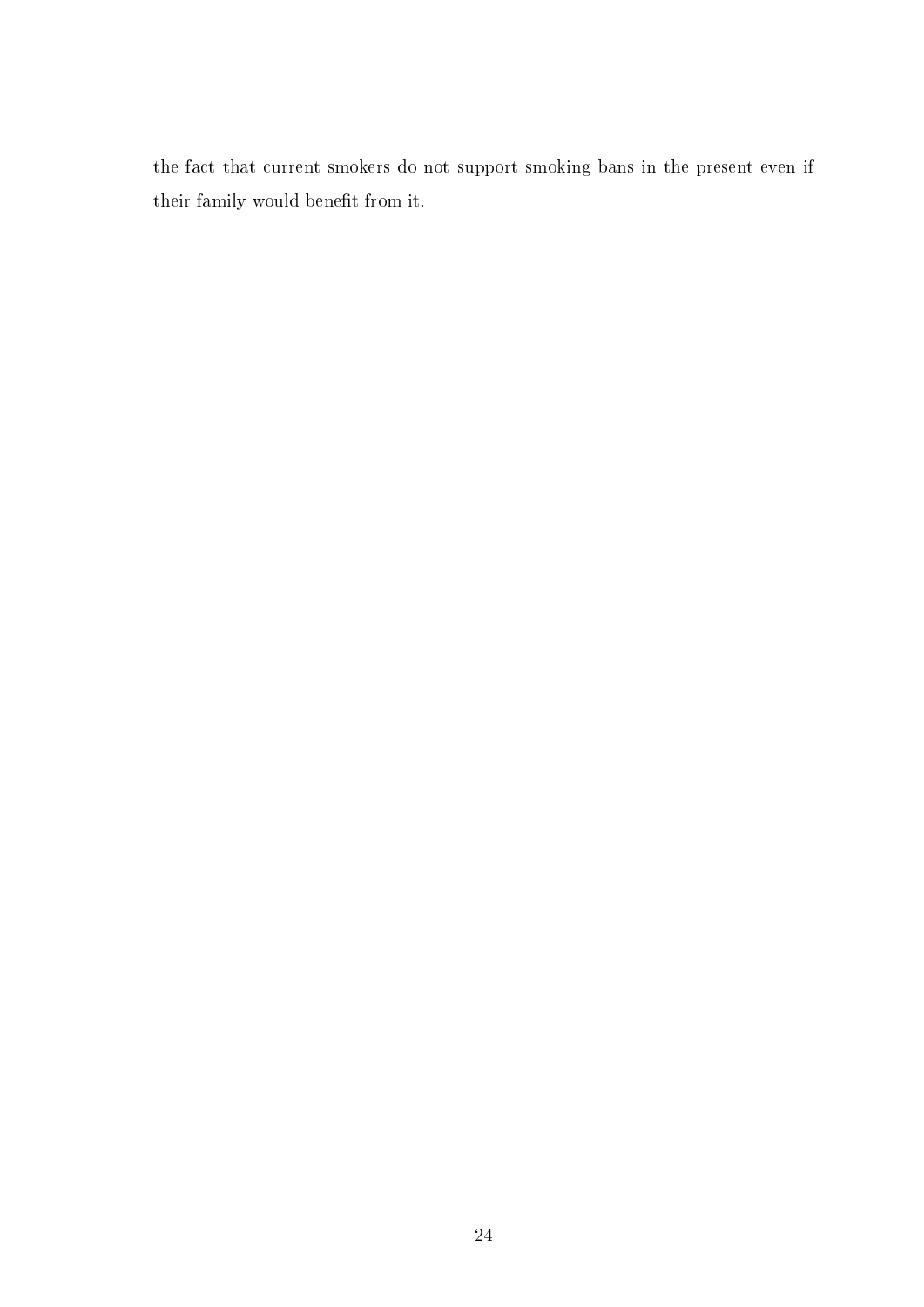the fact that current smokers do not support smoking bans in the present even if their family would benefit from it.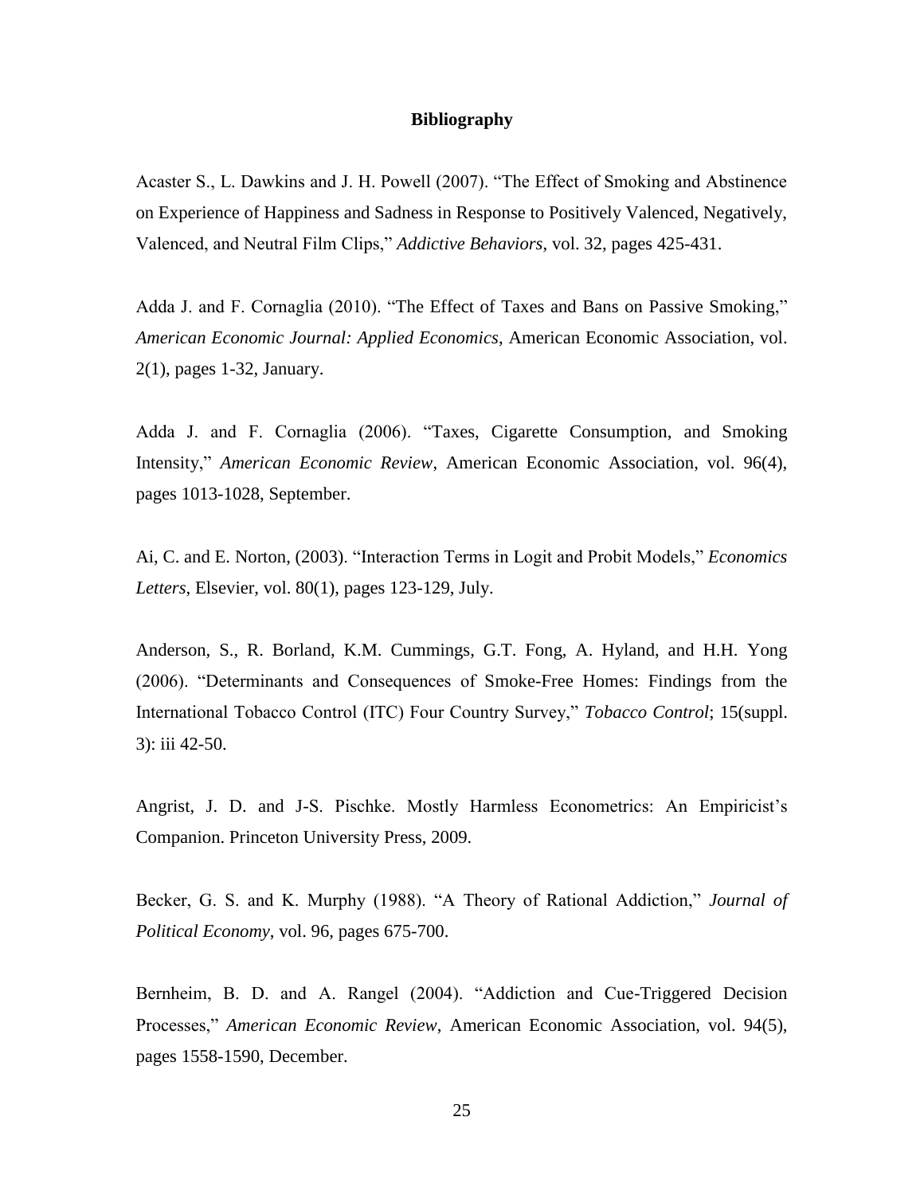## Bibliography

Acaster S., L. Dawkins and J. H. Powell (2007). "The Effect of Smoking and Abstinence on Experience of Happiness and Sadness in Response to Positively Valenced, Negatively, Valenced, and Neutral Film Clips," *Addictive Behaviors*, vol. 32, pages 425-431.

Adda J. and F. Cornaglia (2010). "The Effect of Taxes and Bans on Passive Smoking," *American Economic Journal: Applied Economics*, American Economic Association, vol. 2(1), pages 1-32, January.

Adda J. and F. Cornaglia (2006). "Taxes, Cigarette Consumption, and Smoking Intensity," *American Economic Review*, American Economic Association, vol. 96(4), pages 1013-1028, September.

Ai, C. and E. Norton, (2003). "Interaction Terms in Logit and Probit Models," *Economics Letters*, Elsevier, vol. 80(1), pages 123-129, July.

Anderson, S., R. Borland, K.M. Cummings, G.T. Fong, A. Hyland, and H.H. Yong (2006). "Determinants and Consequences of Smoke-Free Homes: Findings from the International Tobacco Control (ITC) Four Country Survey," *Tobacco Control*; 15(suppl. 3): iii 42-50.

Angrist, J. D. and J-S. Pischke. Mostly Harmless Econometrics: An Empiricist's Companion. Princeton University Press, 2009.

Becker, G. S. and K. Murphy (1988). "A Theory of Rational Addiction," *Journal of Political Economy*, vol. 96, pages 675-700.

Bernheim, B. D. and A. Rangel (2004). "Addiction and Cue-Triggered Decision Processes," *American Economic Review*, American Economic Association, vol. 94(5), pages 1558-1590, December.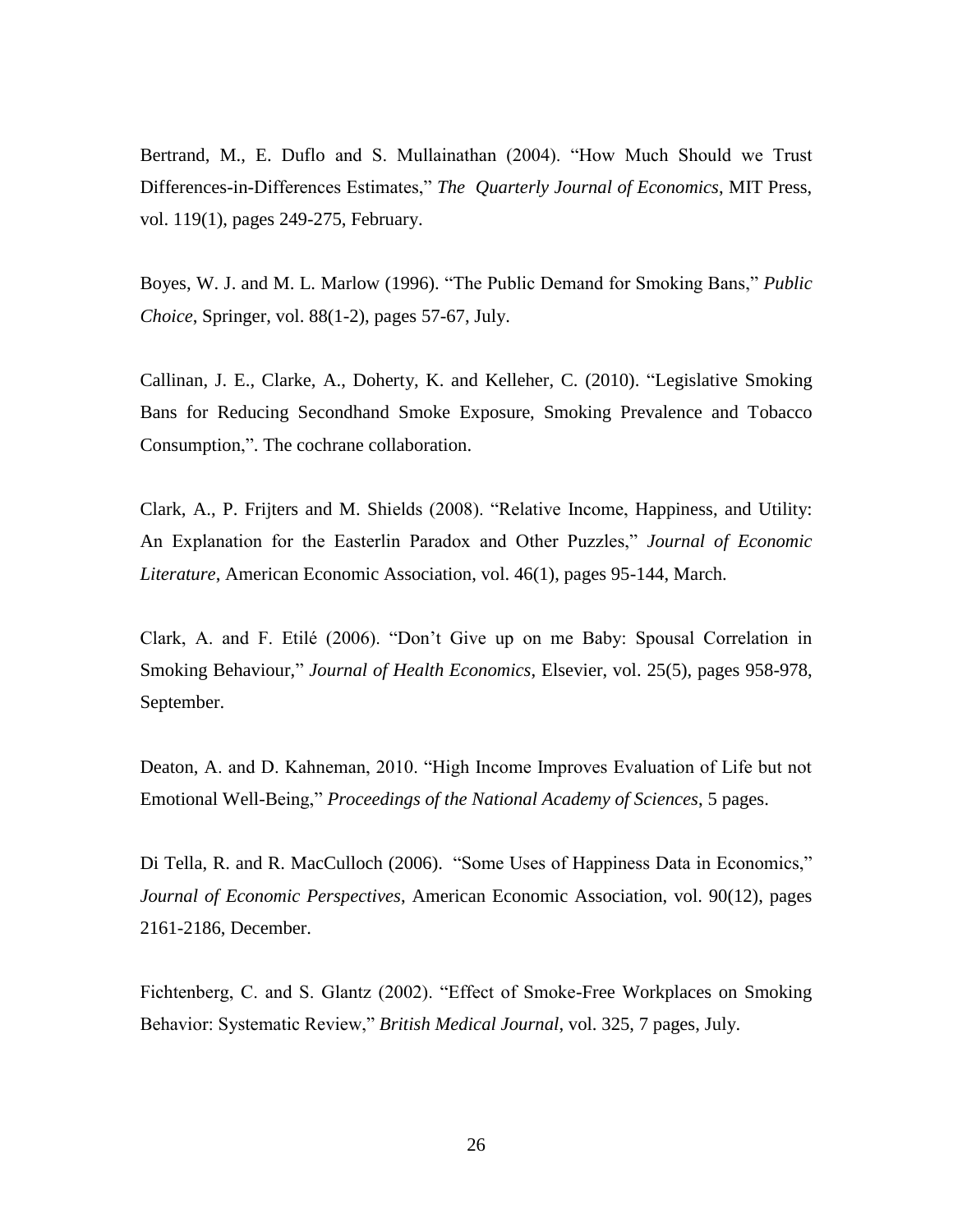Bertrand, M., E. Duflo and S. Mullainathan (2004). "How Much Should we Trust Differences-in-Differences Estimates," *The Quarterly Journal of Economics*, MIT Press, vol. 119(1), pages 249-275, February.

Boyes, W. J. and M. L. Marlow (1996). "The Public Demand for Smoking Bans," *Public Choice*, Springer, vol. 88(1-2), pages 57-67, July.

Callinan, J. E., Clarke, A., Doherty, K. and Kelleher, C. (2010). "Legislative Smoking Bans for Reducing Secondhand Smoke Exposure, Smoking Prevalence and Tobacco Consumption,". The cochrane collaboration.

Clark, A., P. Frijters and M. Shields (2008). "Relative Income, Happiness, and Utility: An Explanation for the Easterlin Paradox and Other Puzzles," *Journal of Economic Literature*, American Economic Association, vol. 46(1), pages 95-144, March.

Clark, A. and F. Etilé (2006). "Don't Give up on me Baby: Spousal Correlation in Smoking Behaviour," *Journal of Health Economics*, Elsevier, vol. 25(5), pages 958-978, September.

Deaton, A. and D. Kahneman, 2010. "High Income Improves Evaluation of Life but not Emotional Well-Being," *Proceedings of the National Academy of Sciences*, 5 pages.

Di Tella, R. and R. MacCulloch (2006). "Some Uses of Happiness Data in Economics," *Journal of Economic Perspectives*, American Economic Association, vol. 90(12), pages 2161-2186, December.

Fichtenberg, C. and S. Glantz (2002). "Effect of Smoke-Free Workplaces on Smoking Behavior: Systematic Review," *British Medical Journal*, vol. 325, 7 pages, July.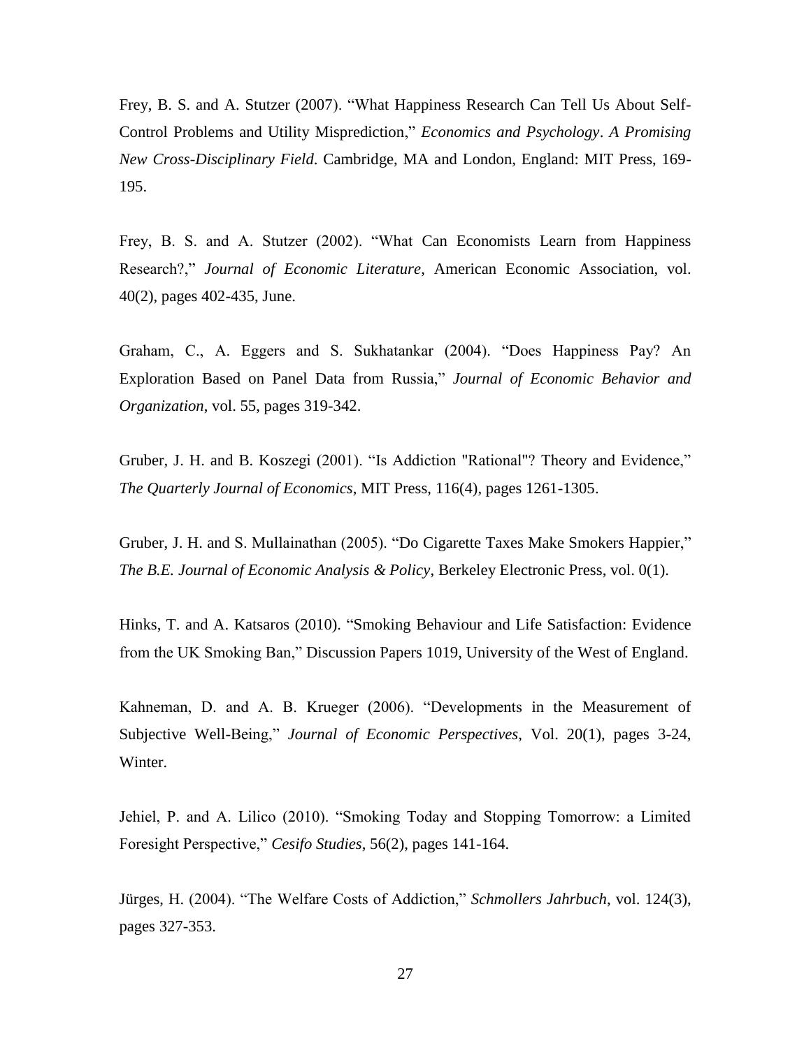Frey, B. S. and A. Stutzer (2007). "What Happiness Research Can Tell Us About Self-Control Problems and Utility Misprediction," *Economics and Psychology*. *A Promising New Cross-Disciplinary Field*. Cambridge, MA and London, England: MIT Press, 169-195.

Frey, B. S. and A. Stutzer (2002). "What Can Economists Learn from Happiness Research?," *Journal of Economic Literature*, American Economic Association, vol. 40(2), pages 402-435, June.

Graham, C., A. Eggers and S. Sukhatankar (2004). "Does Happiness Pay? An Exploration Based on Panel Data from Russia," *Journal of Economic Behavior and Organization*, vol. 55, pages 319-342.

Gruber, J. H. and B. Koszegi (2001). "Is Addiction "Rational"? Theory and Evidence," *The Quarterly Journal of Economics*, MIT Press, 116(4), pages 1261-1305.

Gruber, J. H. and S. Mullainathan (2005). "Do Cigarette Taxes Make Smokers Happier," *The B.E. Journal of Economic Analysis & Policy*, Berkeley Electronic Press, vol. 0(1).

Hinks, T. and A. Katsaros (2010). "Smoking Behaviour and Life Satisfaction: Evidence from the UK Smoking Ban," Discussion Papers 1019, University of the West of England.

Kahneman, D. and A. B. Krueger (2006). "Developments in the Measurement of Subjective Well-Being," *Journal of Economic Perspectives*, Vol. 20(1), pages 3-24, Winter.

Jehiel, P. and A. Lilico (2010). "Smoking Today and Stopping Tomorrow: a Limited Foresight Perspective," *Cesifo Studies*, 56(2), pages 141-164.

Jürges, H. (2004). "The Welfare Costs of Addiction," *Schmollers Jahrbuch*, vol. 124(3), pages 327-353.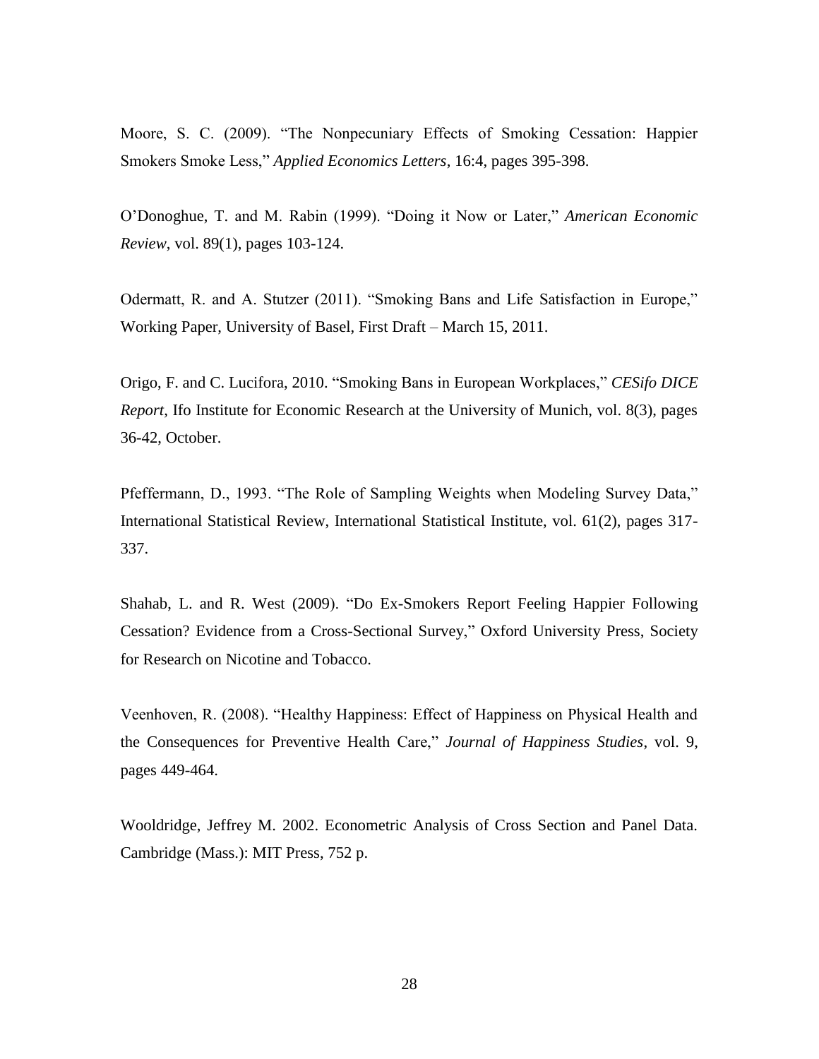Moore, S. C. (2009). "The Nonpecuniary Effects of Smoking Cessation: Happier Smokers Smoke Less," *Applied Economics Letters*, 16:4, pages 395-398.

O'Donoghue, T. and M. Rabin (1999). "Doing it Now or Later," *American Economic Review*, vol. 89(1), pages 103-124.

Odermatt, R. and A. Stutzer (2011). "Smoking Bans and Life Satisfaction in Europe," Working Paper, University of Basel, First Draft – March 15, 2011.

Origo, F. and C. Lucifora, 2010. "Smoking Bans in European Workplaces," *CESifo DICE Report*, Ifo Institute for Economic Research at the University of Munich, vol. 8(3), pages 36-42, October.

Pfeffermann, D., 1993. "The Role of Sampling Weights when Modeling Survey Data," International Statistical Review, International Statistical Institute, vol. 61(2), pages 317-337.

Shahab, L. and R. West (2009). "Do Ex-Smokers Report Feeling Happier Following Cessation? Evidence from a Cross-Sectional Survey," Oxford University Press, Society for Research on Nicotine and Tobacco.

Veenhoven, R. (2008). "Healthy Happiness: Effect of Happiness on Physical Health and the Consequences for Preventive Health Care," *Journal of Happiness Studies*, vol. 9, pages 449-464.

Wooldridge, Jeffrey M. 2002. Econometric Analysis of Cross Section and Panel Data. Cambridge (Mass.): MIT Press, 752 p.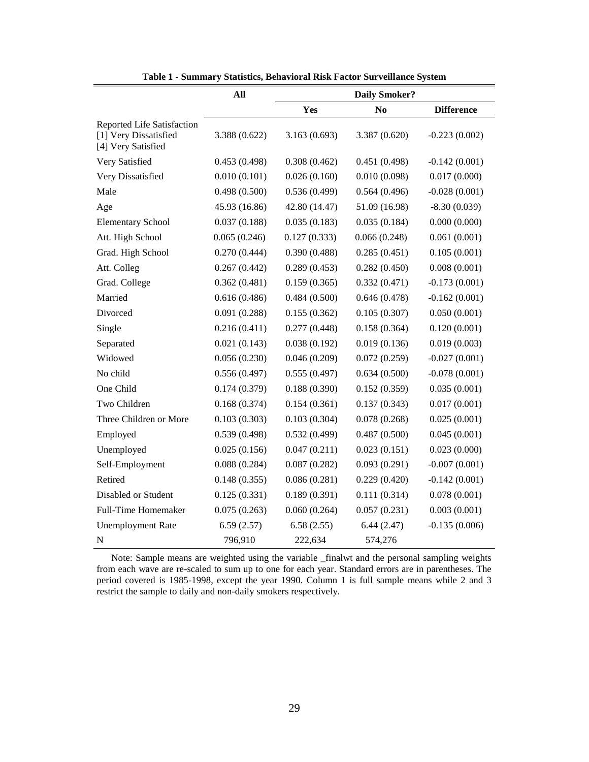**Table 1 - Summary Statistics, Behavioral Risk Factor Surveillance System**

| | All | Daily Smoker? | | |
|---|---|---|---|---|
| | | Yes | No | Difference |
| Reported Life Satisfaction [1] Very Dissatisfied [4] Very Satisfied | 3.388 (0.622) | 3.163 (0.693) | 3.387 (0.620) | -0.223 (0.002) |
| Very Satisfied | 0.453 (0.498) | 0.308 (0.462) | 0.451 (0.498) | -0.142 (0.001) |
| Very Dissatisfied | 0.010 (0.101) | 0.026 (0.160) | 0.010 (0.098) | 0.017 (0.000) |
| Male | 0.498 (0.500) | 0.536 (0.499) | 0.564 (0.496) | -0.028 (0.001) |
| Age | 45.93 (16.86) | 42.80 (14.47) | 51.09 (16.98) | -8.30 (0.039) |
| Elementary School | 0.037 (0.188) | 0.035 (0.183) | 0.035 (0.184) | 0.000 (0.000) |
| Att. High School | 0.065 (0.246) | 0.127 (0.333) | 0.066 (0.248) | 0.061 (0.001) |
| Grad. High School | 0.270 (0.444) | 0.390 (0.488) | 0.285 (0.451) | 0.105 (0.001) |
| Att. Colleg | 0.267 (0.442) | 0.289 (0.453) | 0.282 (0.450) | 0.008 (0.001) |
| Grad. College | 0.362 (0.481) | 0.159 (0.365) | 0.332 (0.471) | -0.173 (0.001) |
| Married | 0.616 (0.486) | 0.484 (0.500) | 0.646 (0.478) | -0.162 (0.001) |
| Divorced | 0.091 (0.288) | 0.155 (0.362) | 0.105 (0.307) | 0.050 (0.001) |
| Single | 0.216 (0.411) | 0.277 (0.448) | 0.158 (0.364) | 0.120 (0.001) |
| Separated | 0.021 (0.143) | 0.038 (0.192) | 0.019 (0.136) | 0.019 (0.003) |
| Widowed | 0.056 (0.230) | 0.046 (0.209) | 0.072 (0.259) | -0.027 (0.001) |
| No child | 0.556 (0.497) | 0.555 (0.497) | 0.634 (0.500) | -0.078 (0.001) |
| One Child | 0.174 (0.379) | 0.188 (0.390) | 0.152 (0.359) | 0.035 (0.001) |
| Two Children | 0.168 (0.374) | 0.154 (0.361) | 0.137 (0.343) | 0.017 (0.001) |
| Three Children or More | 0.103 (0.303) | 0.103 (0.304) | 0.078 (0.268) | 0.025 (0.001) |
| Employed | 0.539 (0.498) | 0.532 (0.499) | 0.487 (0.500) | 0.045 (0.001) |
| Unemployed | 0.025 (0.156) | 0.047 (0.211) | 0.023 (0.151) | 0.023 (0.000) |
| Self-Employment | 0.088 (0.284) | 0.087 (0.282) | 0.093 (0.291) | -0.007 (0.001) |
| Retired | 0.148 (0.355) | 0.086 (0.281) | 0.229 (0.420) | -0.142 (0.001) |
| Disabled or Student | 0.125 (0.331) | 0.189 (0.391) | 0.111 (0.314) | 0.078 (0.001) |
| Full-Time Homemaker | 0.075 (0.263) | 0.060 (0.264) | 0.057 (0.231) | 0.003 (0.001) |
| Unemployment Rate | 6.59 (2.57) | 6.58 (2.55) | 6.44 (2.47) | -0.135 (0.006) |
| N | 796,910 | 222,634 | 574,276 | |

Note: Sample means are weighted using the variable _finalwt and the personal sampling weights from each wave are re-scaled to sum up to one for each year. Standard errors are in parentheses. The period covered is 1985-1998, except the year 1990. Column 1 is full sample means while 2 and 3 restrict the sample to daily and non-daily smokers respectively.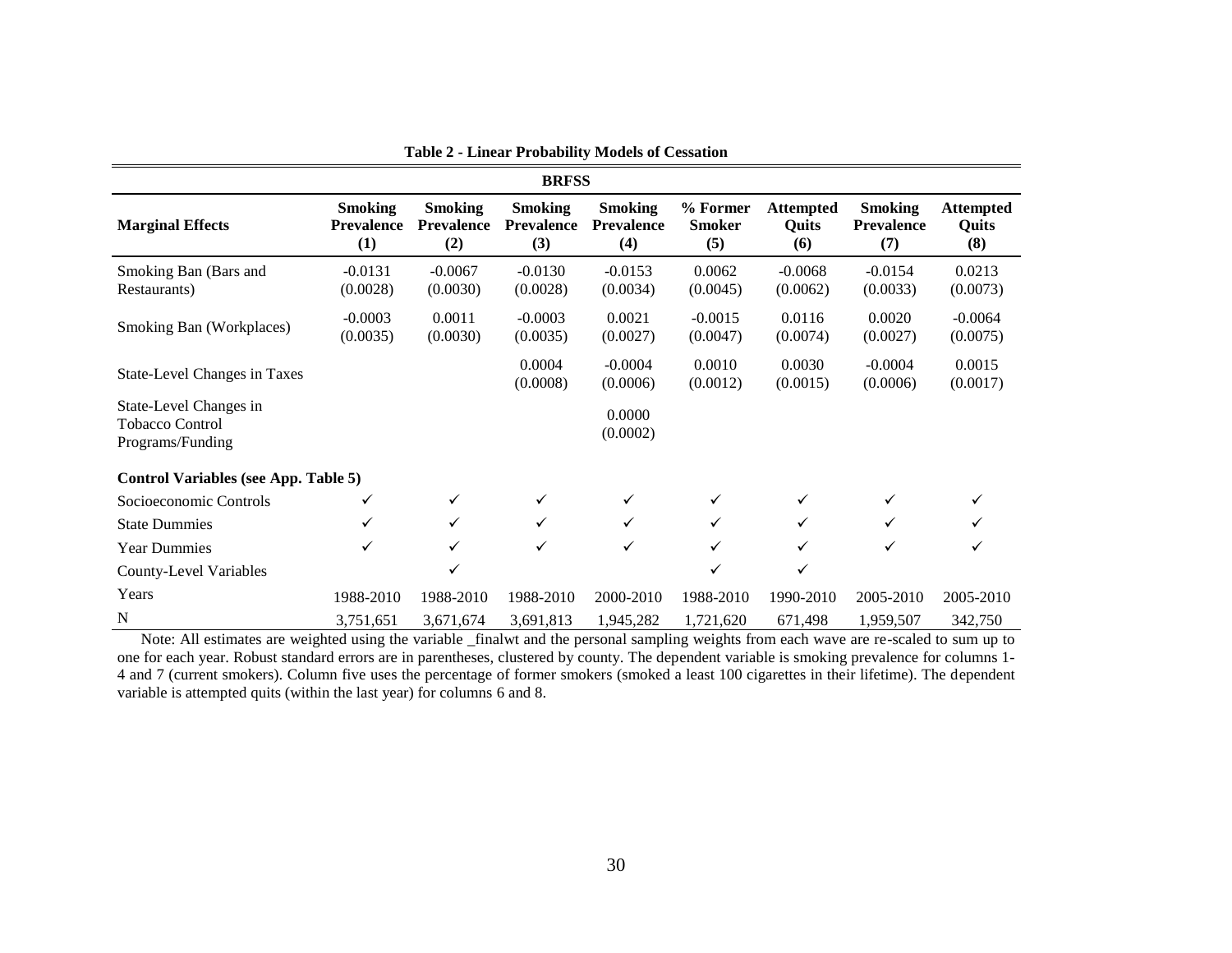**Table 2 - Linear Probability Models of Cessation**

| | BRFSS | | | | | | | |
|---|---|---|---|---|---|---|---|---|
| **Marginal Effects** | **Smoking Prevalence (1)** | **Smoking Prevalence (2)** | **Smoking Prevalence (3)** | **Smoking Prevalence (4)** | **% Former Smoker (5)** | **Attempted Quits (6)** | **Smoking Prevalence (7)** | **Attempted Quits (8)** |
| Smoking Ban (Bars and Restaurants) | -0.0131 (0.0028) | -0.0067 (0.0030) | -0.0130 (0.0028) | -0.0153 (0.0034) | 0.0062 (0.0045) | -0.0068 (0.0062) | -0.0154 (0.0033) | 0.0213 (0.0073) |
| Smoking Ban (Workplaces) | -0.0003 (0.0035) | 0.0011 (0.0030) | -0.0003 (0.0035) | 0.0021 (0.0027) | -0.0015 (0.0047) | 0.0116 (0.0074) | 0.0020 (0.0027) | -0.0064 (0.0075) |
| State-Level Changes in Taxes | | | 0.0004 (0.0008) | -0.0004 (0.0006) | 0.0010 (0.0012) | 0.0030 (0.0015) | -0.0004 (0.0006) | 0.0015 (0.0017) |
| State-Level Changes in Tobacco Control Programs/Funding | | | | 0.0000 (0.0002) | | | | |
| **Control Variables (see App. Table 5)** | | | | | | | | |
| Socioeconomic Controls | ✓ | ✓ | ✓ | ✓ | ✓ | ✓ | ✓ | ✓ |
| State Dummies | ✓ | ✓ | ✓ | ✓ | ✓ | ✓ | ✓ | ✓ |
| Year Dummies | ✓ | ✓ | ✓ | ✓ | ✓ | ✓ | ✓ | ✓ |
| County-Level Variables | | ✓ | | | ✓ | ✓ | | |
| Years | 1988-2010 | 1988-2010 | 1988-2010 | 2000-2010 | 1988-2010 | 1990-2010 | 2005-2010 | 2005-2010 |
| N | 3,751,651 | 3,671,674 | 3,691,813 | 1,945,282 | 1,721,620 | 671,498 | 1,959,507 | 342,750 |

Note: All estimates are weighted using the variable _finalwt and the personal sampling weights from each wave are re-scaled to sum up to one for each year. Robust standard errors are in parentheses, clustered by county. The dependent variable is smoking prevalence for columns 1-4 and 7 (current smokers). Column five uses the percentage of former smokers (smoked a least 100 cigarettes in their lifetime). The dependent variable is attempted quits (within the last year) for columns 6 and 8.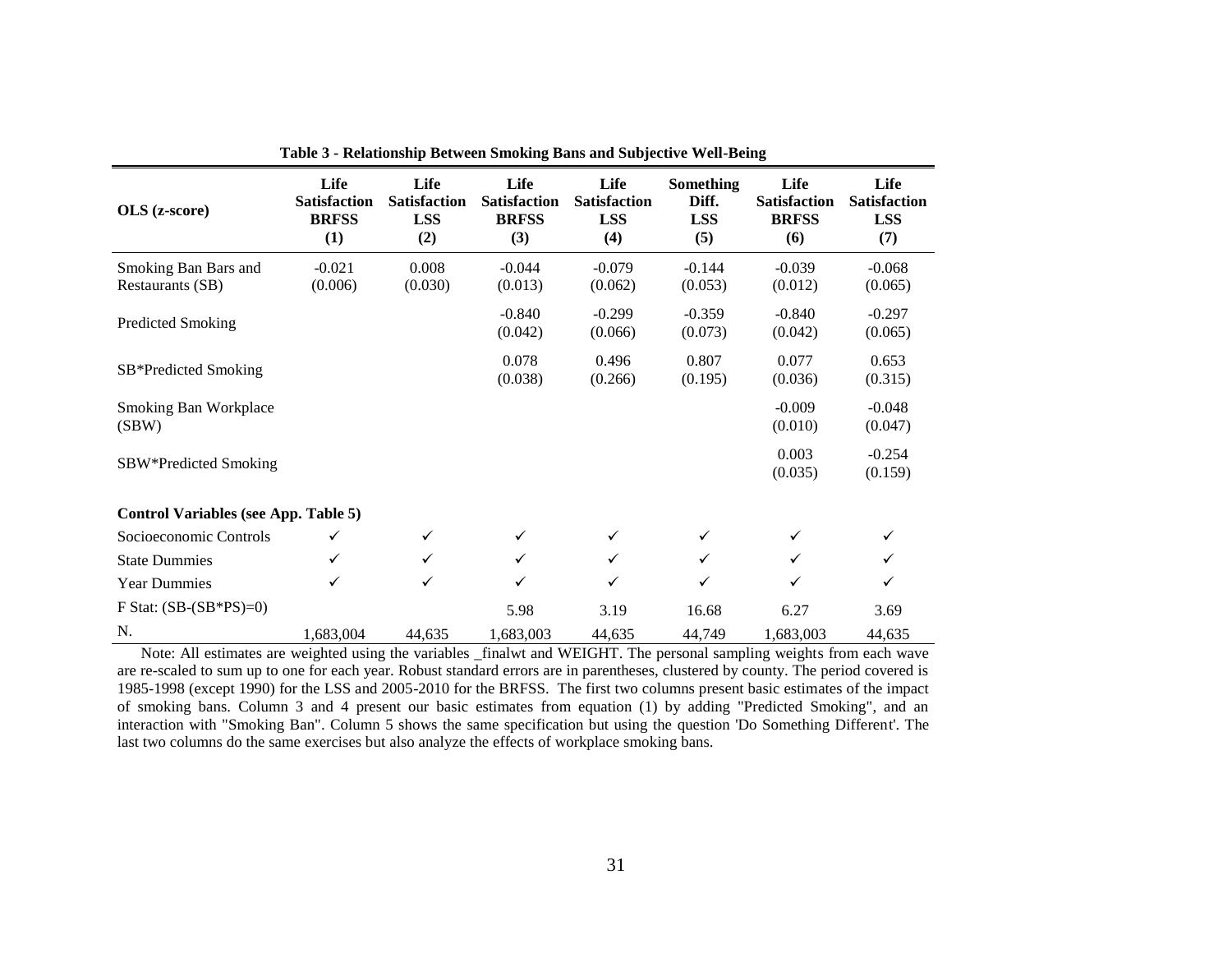**Table 3 - Relationship Between Smoking Bans and Subjective Well-Being**

| OLS (z-score) | Life Satisfaction BRFSS (1) | Life Satisfaction LSS (2) | Life Satisfaction BRFSS (3) | Life Satisfaction LSS (4) | Something Diff. LSS (5) | Life Satisfaction BRFSS (6) | Life Satisfaction LSS (7) |
|---|---|---|---|---|---|---|---|
| Smoking Ban Bars and Restaurants (SB) | -0.021 (0.006) | 0.008 (0.030) | -0.044 (0.013) | -0.079 (0.062) | -0.144 (0.053) | -0.039 (0.012) | -0.068 (0.065) |
| Predicted Smoking | | | -0.840 (0.042) | -0.299 (0.066) | -0.359 (0.073) | -0.840 (0.042) | -0.297 (0.065) |
| SB*Predicted Smoking | | | 0.078 (0.038) | 0.496 (0.266) | 0.807 (0.195) | 0.077 (0.036) | 0.653 (0.315) |
| Smoking Ban Workplace (SBW) | | | | | | -0.009 (0.010) | -0.048 (0.047) |
| SBW*Predicted Smoking | | | | | | 0.003 (0.035) | -0.254 (0.159) |
| **Control Variables (see App. Table 5)** | | | | | | | |
| Socioeconomic Controls | ✓ | ✓ | ✓ | ✓ | ✓ | ✓ | ✓ |
| State Dummies | ✓ | ✓ | ✓ | ✓ | ✓ | ✓ | ✓ |
| Year Dummies | ✓ | ✓ | ✓ | ✓ | ✓ | ✓ | ✓ |
| F Stat: (SB-(SB*PS)=0) | | | 5.98 | 3.19 | 16.68 | 6.27 | 3.69 |
| N. | 1,683,004 | 44,635 | 1,683,003 | 44,635 | 44,749 | 1,683,003 | 44,635 |

Note: All estimates are weighted using the variables _finalwt and WEIGHT. The personal sampling weights from each wave are re-scaled to sum up to one for each year. Robust standard errors are in parentheses, clustered by county. The period covered is 1985-1998 (except 1990) for the LSS and 2005-2010 for the BRFSS. The first two columns present basic estimates of the impact of smoking bans. Column 3 and 4 present our basic estimates from equation (1) by adding "Predicted Smoking", and an interaction with "Smoking Ban". Column 5 shows the same specification but using the question 'Do Something Different'. The last two columns do the same exercises but also analyze the effects of workplace smoking bans.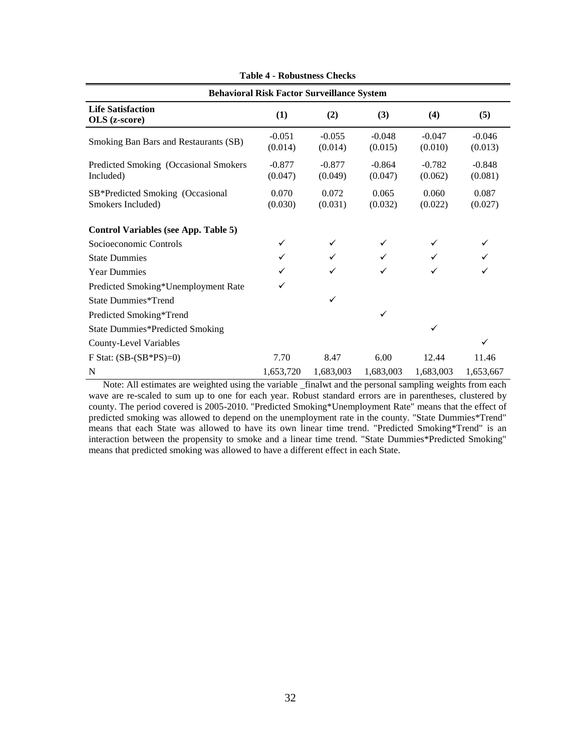**Table 4 - Robustness Checks**

| Behavioral Risk Factor Surveillance System | | | | | |
|---|---|---|---|---|---|
| **Life Satisfaction OLS (z-score)** | **(1)** | **(2)** | **(3)** | **(4)** | **(5)** |
| Smoking Ban Bars and Restaurants (SB) | -0.051 (0.014) | -0.055 (0.014) | -0.048 (0.015) | -0.047 (0.010) | -0.046 (0.013) |
| Predicted Smoking (Occasional Smokers Included) | -0.877 (0.047) | -0.877 (0.049) | -0.864 (0.047) | -0.782 (0.062) | -0.848 (0.081) |
| SB*Predicted Smoking (Occasional Smokers Included) | 0.070 (0.030) | 0.072 (0.031) | 0.065 (0.032) | 0.060 (0.022) | 0.087 (0.027) |
| **Control Variables (see App. Table 5)** | | | | | |
| Socioeconomic Controls | ✓ | ✓ | ✓ | ✓ | ✓ |
| State Dummies | ✓ | ✓ | ✓ | ✓ | ✓ |
| Year Dummies | ✓ | ✓ | ✓ | ✓ | ✓ |
| Predicted Smoking*Unemployment Rate | ✓ | | | | |
| State Dummies*Trend | | ✓ | | | |
| Predicted Smoking*Trend | | | ✓ | | |
| State Dummies*Predicted Smoking | | | | ✓ | |
| County-Level Variables | | | | | ✓ |
| F Stat: (SB-(SB*PS)=0) | 7.70 | 8.47 | 6.00 | 12.44 | 11.46 |
| N | 1,653,720 | 1,683,003 | 1,683,003 | 1,683,003 | 1,653,667 |

Note: All estimates are weighted using the variable _finalwt and the personal sampling weights from each wave are re-scaled to sum up to one for each year. Robust standard errors are in parentheses, clustered by county. The period covered is 2005-2010. "Predicted Smoking*Unemployment Rate" means that the effect of predicted smoking was allowed to depend on the unemployment rate in the county. "State Dummies*Trend" means that each State was allowed to have its own linear time trend. "Predicted Smoking*Trend" is an interaction between the propensity to smoke and a linear time trend. "State Dummies*Predicted Smoking" means that predicted smoking was allowed to have a different effect in each State.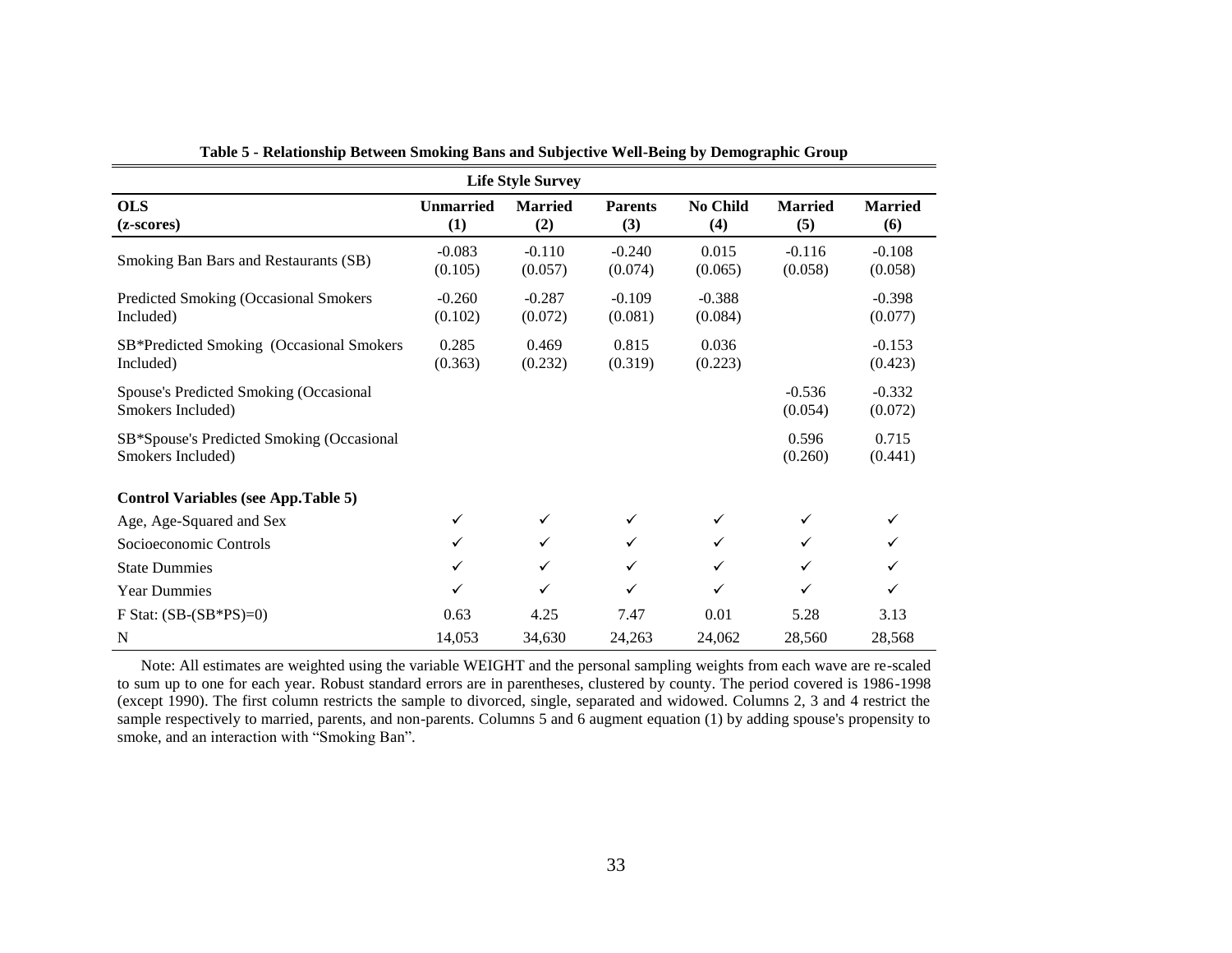**Table 5 - Relationship Between Smoking Bans and Subjective Well-Being by Demographic Group**

| Life Style Survey | | | | | | |
|---|---|---|---|---|---|---|
| **OLS (z-scores)** | **Unmarried (1)** | **Married (2)** | **Parents (3)** | **No Child (4)** | **Married (5)** | **Married (6)** |
| Smoking Ban Bars and Restaurants (SB) | -0.083 (0.105) | -0.110 (0.057) | -0.240 (0.074) | 0.015 (0.065) | -0.116 (0.058) | -0.108 (0.058) |
| Predicted Smoking (Occasional Smokers Included) | -0.260 (0.102) | -0.287 (0.072) | -0.109 (0.081) | -0.388 (0.084) | | -0.398 (0.077) |
| SB*Predicted Smoking (Occasional Smokers Included) | 0.285 (0.363) | 0.469 (0.232) | 0.815 (0.319) | 0.036 (0.223) | | -0.153 (0.423) |
| Spouse's Predicted Smoking (Occasional Smokers Included) | | | | | -0.536 (0.054) | -0.332 (0.072) |
| SB*Spouse's Predicted Smoking (Occasional Smokers Included) | | | | | 0.596 (0.260) | 0.715 (0.441) |
| **Control Variables (see App.Table 5)** | | | | | | |
| Age, Age-Squared and Sex | ✓ | ✓ | ✓ | ✓ | ✓ | ✓ |
| Socioeconomic Controls | ✓ | ✓ | ✓ | ✓ | ✓ | ✓ |
| State Dummies | ✓ | ✓ | ✓ | ✓ | ✓ | ✓ |
| Year Dummies | ✓ | ✓ | ✓ | ✓ | ✓ | ✓ |
| F Stat: (SB-(SB*PS)=0) | 0.63 | 4.25 | 7.47 | 0.01 | 5.28 | 3.13 |
| N | 14,053 | 34,630 | 24,263 | 24,062 | 28,560 | 28,568 |

Note: All estimates are weighted using the variable WEIGHT and the personal sampling weights from each wave are re-scaled to sum up to one for each year. Robust standard errors are in parentheses, clustered by county. The period covered is 1986-1998 (except 1990). The first column restricts the sample to divorced, single, separated and widowed. Columns 2, 3 and 4 restrict the sample respectively to married, parents, and non-parents. Columns 5 and 6 augment equation (1) by adding spouse's propensity to smoke, and an interaction with "Smoking Ban".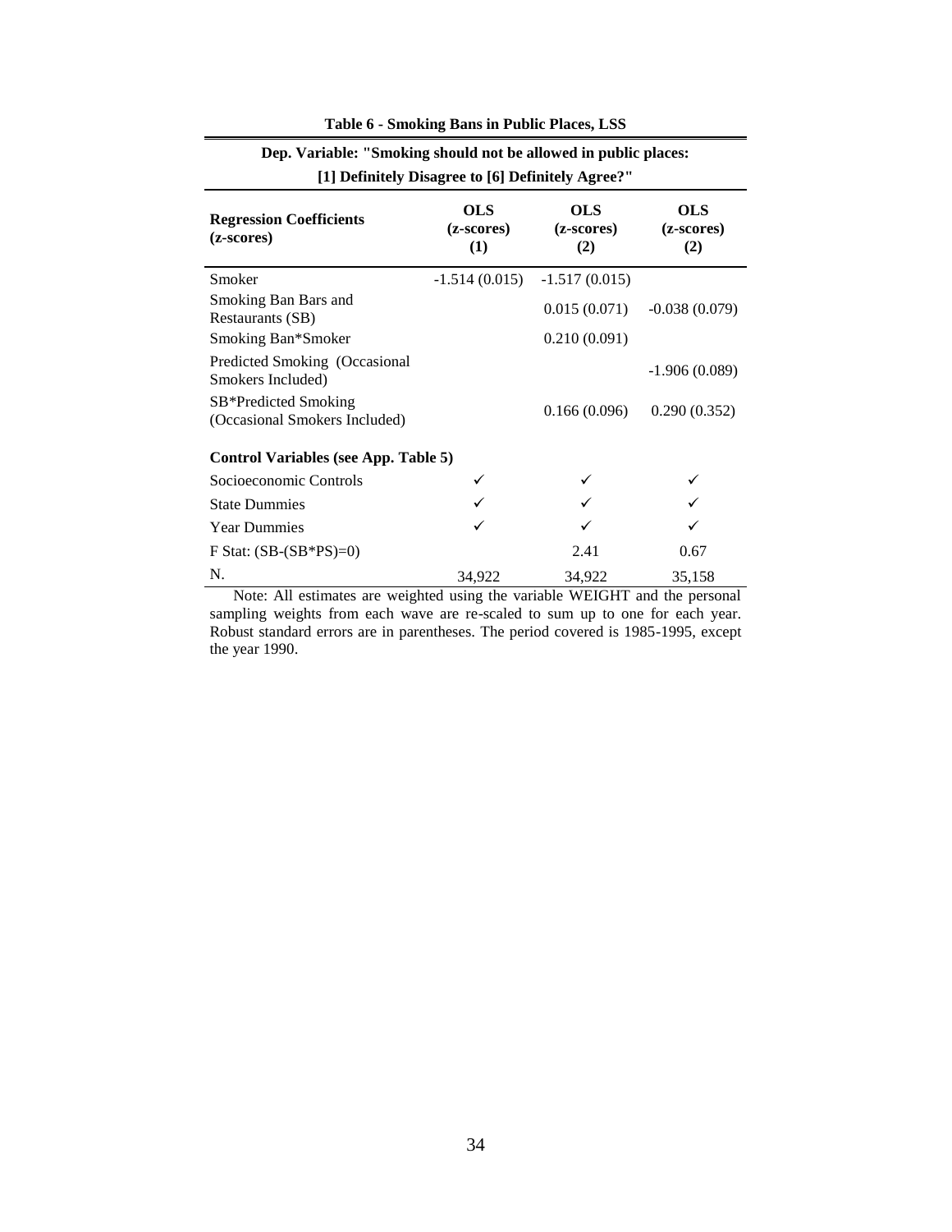**Table 6 - Smoking Bans in Public Places, LSS**

| Dep. Variable: "Smoking should not be allowed in public places: [1] Definitely Disagree to [6] Definitely Agree?" | | | |
|---|---|---|---|
| **Regression Coefficients (z-scores)** | **OLS (z-scores) (1)** | **OLS (z-scores) (2)** | **OLS (z-scores) (2)** |
| Smoker | -1.514 (0.015) | -1.517 (0.015) | |
| Smoking Ban Bars and Restaurants (SB) | | 0.015 (0.071) | -0.038 (0.079) |
| Smoking Ban*Smoker | | 0.210 (0.091) | |
| Predicted Smoking (Occasional Smokers Included) | | | -1.906 (0.089) |
| SB*Predicted Smoking (Occasional Smokers Included) | | 0.166 (0.096) | 0.290 (0.352) |
| **Control Variables (see App. Table 5)** | | | |
| Socioeconomic Controls | ✓ | ✓ | ✓ |
| State Dummies | ✓ | ✓ | ✓ |
| Year Dummies | ✓ | ✓ | ✓ |
| F Stat: (SB-(SB*PS)=0) | | 2.41 | 0.67 |
| N. | 34,922 | 34,922 | 35,158 |

Note: All estimates are weighted using the variable WEIGHT and the personal sampling weights from each wave are re-scaled to sum up to one for each year. Robust standard errors are in parentheses. The period covered is 1985-1995, except the year 1990.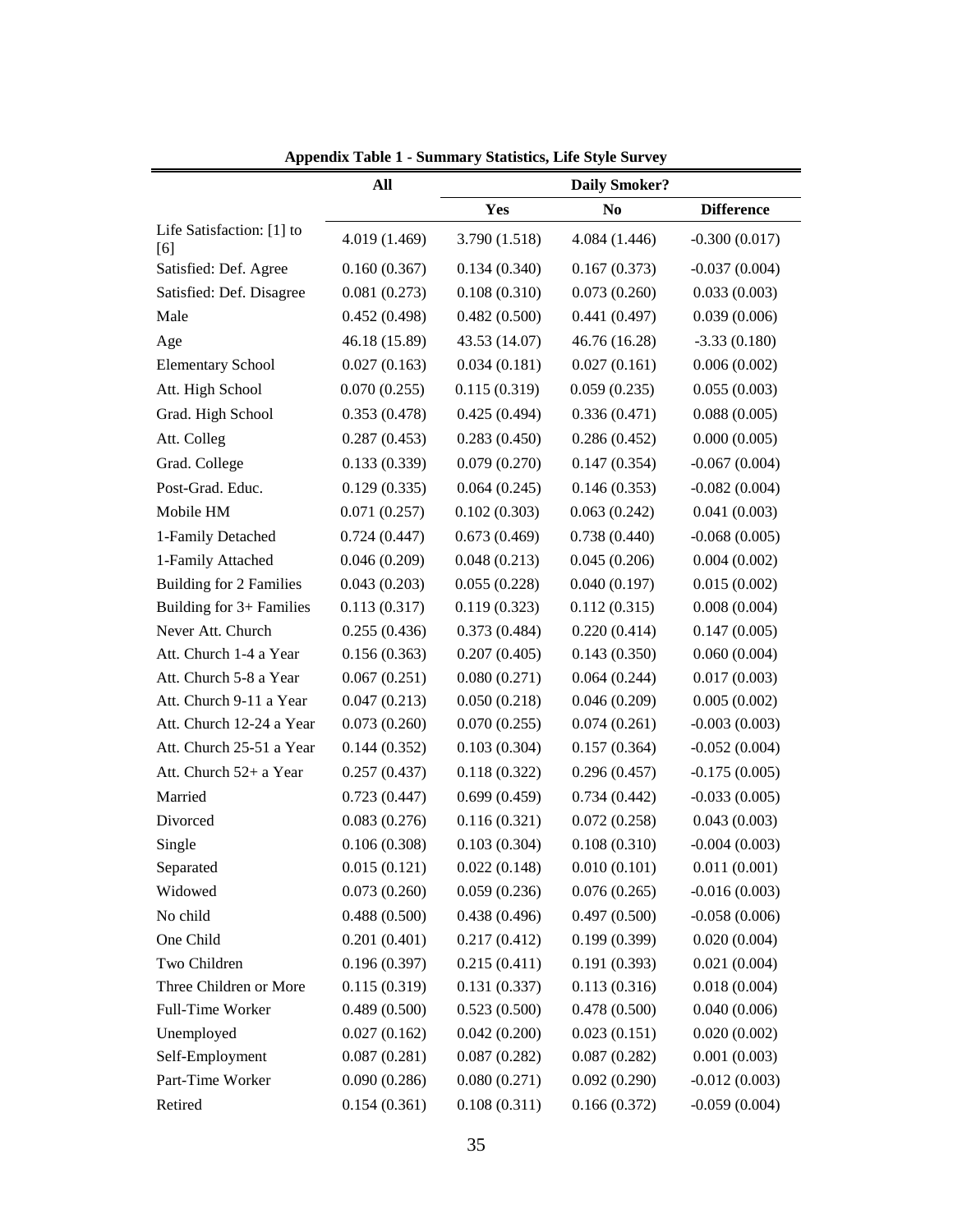**Appendix Table 1 - Summary Statistics, Life Style Survey**

| | All | Daily Smoker? | | |
|---|---|---|---|---|
| | | Yes | No | Difference |
| Life Satisfaction: [1] to [6] | 4.019 (1.469) | 3.790 (1.518) | 4.084 (1.446) | -0.300 (0.017) |
| Satisfied: Def. Agree | 0.160 (0.367) | 0.134 (0.340) | 0.167 (0.373) | -0.037 (0.004) |
| Satisfied: Def. Disagree | 0.081 (0.273) | 0.108 (0.310) | 0.073 (0.260) | 0.033 (0.003) |
| Male | 0.452 (0.498) | 0.482 (0.500) | 0.441 (0.497) | 0.039 (0.006) |
| Age | 46.18 (15.89) | 43.53 (14.07) | 46.76 (16.28) | -3.33 (0.180) |
| Elementary School | 0.027 (0.163) | 0.034 (0.181) | 0.027 (0.161) | 0.006 (0.002) |
| Att. High School | 0.070 (0.255) | 0.115 (0.319) | 0.059 (0.235) | 0.055 (0.003) |
| Grad. High School | 0.353 (0.478) | 0.425 (0.494) | 0.336 (0.471) | 0.088 (0.005) |
| Att. Colleg | 0.287 (0.453) | 0.283 (0.450) | 0.286 (0.452) | 0.000 (0.005) |
| Grad. College | 0.133 (0.339) | 0.079 (0.270) | 0.147 (0.354) | -0.067 (0.004) |
| Post-Grad. Educ. | 0.129 (0.335) | 0.064 (0.245) | 0.146 (0.353) | -0.082 (0.004) |
| Mobile HM | 0.071 (0.257) | 0.102 (0.303) | 0.063 (0.242) | 0.041 (0.003) |
| 1-Family Detached | 0.724 (0.447) | 0.673 (0.469) | 0.738 (0.440) | -0.068 (0.005) |
| 1-Family Attached | 0.046 (0.209) | 0.048 (0.213) | 0.045 (0.206) | 0.004 (0.002) |
| Building for 2 Families | 0.043 (0.203) | 0.055 (0.228) | 0.040 (0.197) | 0.015 (0.002) |
| Building for 3+ Families | 0.113 (0.317) | 0.119 (0.323) | 0.112 (0.315) | 0.008 (0.004) |
| Never Att. Church | 0.255 (0.436) | 0.373 (0.484) | 0.220 (0.414) | 0.147 (0.005) |
| Att. Church 1-4 a Year | 0.156 (0.363) | 0.207 (0.405) | 0.143 (0.350) | 0.060 (0.004) |
| Att. Church 5-8 a Year | 0.067 (0.251) | 0.080 (0.271) | 0.064 (0.244) | 0.017 (0.003) |
| Att. Church 9-11 a Year | 0.047 (0.213) | 0.050 (0.218) | 0.046 (0.209) | 0.005 (0.002) |
| Att. Church 12-24 a Year | 0.073 (0.260) | 0.070 (0.255) | 0.074 (0.261) | -0.003 (0.003) |
| Att. Church 25-51 a Year | 0.144 (0.352) | 0.103 (0.304) | 0.157 (0.364) | -0.052 (0.004) |
| Att. Church 52+ a Year | 0.257 (0.437) | 0.118 (0.322) | 0.296 (0.457) | -0.175 (0.005) |
| Married | 0.723 (0.447) | 0.699 (0.459) | 0.734 (0.442) | -0.033 (0.005) |
| Divorced | 0.083 (0.276) | 0.116 (0.321) | 0.072 (0.258) | 0.043 (0.003) |
| Single | 0.106 (0.308) | 0.103 (0.304) | 0.108 (0.310) | -0.004 (0.003) |
| Separated | 0.015 (0.121) | 0.022 (0.148) | 0.010 (0.101) | 0.011 (0.001) |
| Widowed | 0.073 (0.260) | 0.059 (0.236) | 0.076 (0.265) | -0.016 (0.003) |
| No child | 0.488 (0.500) | 0.438 (0.496) | 0.497 (0.500) | -0.058 (0.006) |
| One Child | 0.201 (0.401) | 0.217 (0.412) | 0.199 (0.399) | 0.020 (0.004) |
| Two Children | 0.196 (0.397) | 0.215 (0.411) | 0.191 (0.393) | 0.021 (0.004) |
| Three Children or More | 0.115 (0.319) | 0.131 (0.337) | 0.113 (0.316) | 0.018 (0.004) |
| Full-Time Worker | 0.489 (0.500) | 0.523 (0.500) | 0.478 (0.500) | 0.040 (0.006) |
| Unemployed | 0.027 (0.162) | 0.042 (0.200) | 0.023 (0.151) | 0.020 (0.002) |
| Self-Employment | 0.087 (0.281) | 0.087 (0.282) | 0.087 (0.282) | 0.001 (0.003) |
| Part-Time Worker | 0.090 (0.286) | 0.080 (0.271) | 0.092 (0.290) | -0.012 (0.003) |
| Retired | 0.154 (0.361) | 0.108 (0.311) | 0.166 (0.372) | -0.059 (0.004) |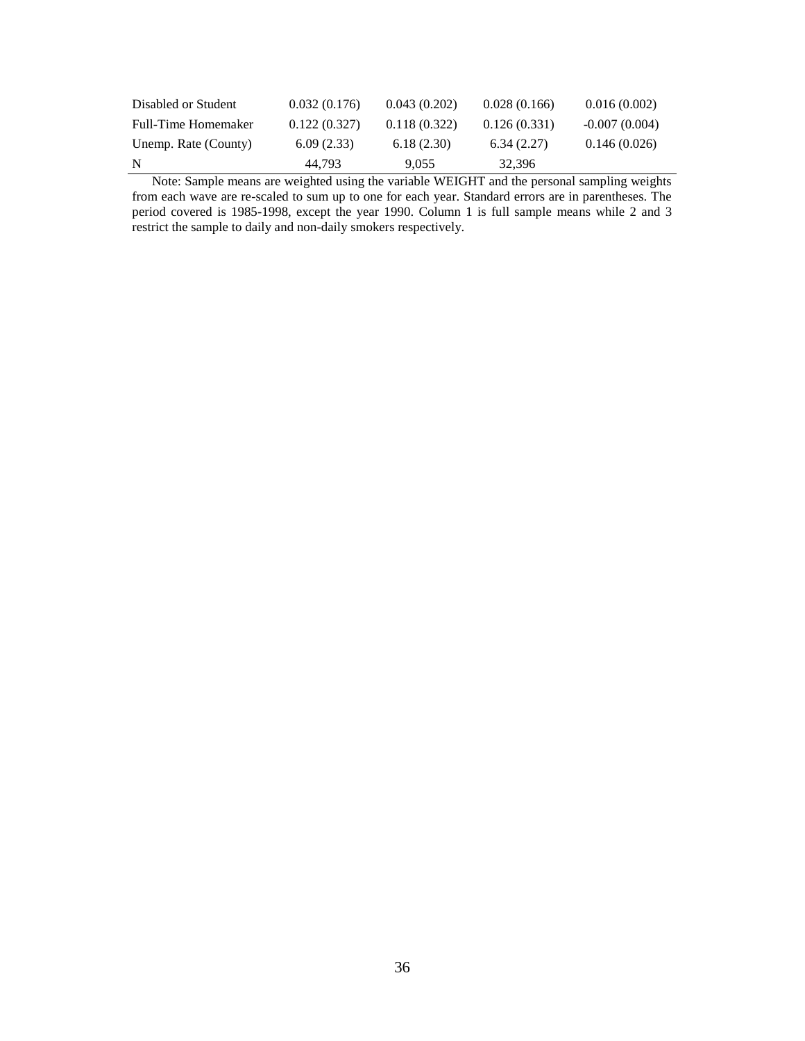| | | | | |
|---|---|---|---|---|
| Disabled or Student | 0.032 (0.176) | 0.043 (0.202) | 0.028 (0.166) | 0.016 (0.002) |
| Full-Time Homemaker | 0.122 (0.327) | 0.118 (0.322) | 0.126 (0.331) | -0.007 (0.004) |
| Unemp. Rate (County) | 6.09 (2.33) | 6.18 (2.30) | 6.34 (2.27) | 0.146 (0.026) |
| N | 44,793 | 9,055 | 32,396 | |

Note: Sample means are weighted using the variable WEIGHT and the personal sampling weights from each wave are re-scaled to sum up to one for each year. Standard errors are in parentheses. The period covered is 1985-1998, except the year 1990. Column 1 is full sample means while 2 and 3 restrict the sample to daily and non-daily smokers respectively.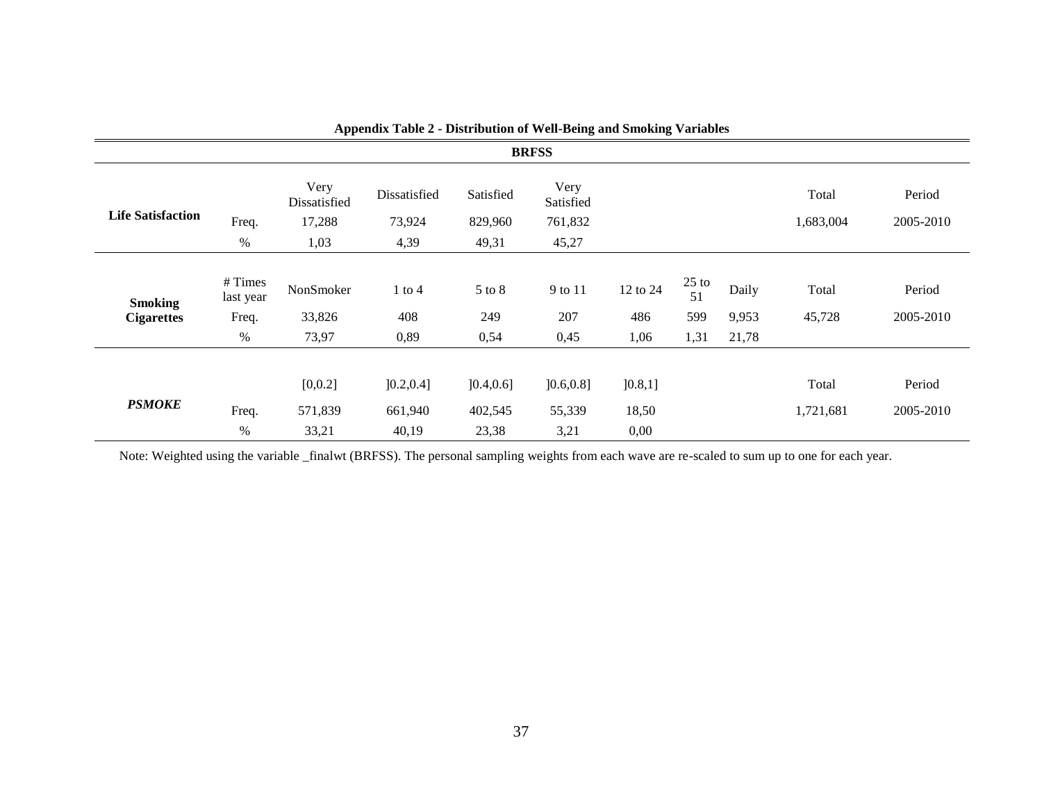**Appendix Table 2 - Distribution of Well-Being and Smoking Variables**

| | | | | | | | | | | |
|---|---|---|---|---|---|---|---|---|---|---|
| **BRFSS** | | | | | | | | | | |
| **Life Satisfaction** | | Very Dissatisfied | Dissatisfied | Satisfied | Very Satisfied | | | | Total | Period |
| | Freq. | 17,288 | 73,924 | 829,960 | 761,832 | | | | 1,683,004 | 2005-2010 |
| | % | 1,03 | 4,39 | 49,31 | 45,27 | | | | | |
| **Smoking Cigarettes** | # Times last year | NonSmoker | 1 to 4 | 5 to 8 | 9 to 11 | 12 to 24 | 25 to 51 | Daily | Total | Period |
| | Freq. | 33,826 | 408 | 249 | 207 | 486 | 599 | 9,953 | 45,728 | 2005-2010 |
| | % | 73,97 | 0,89 | 0,54 | 0,45 | 1,06 | 1,31 | 21,78 | | |
| ***PSMOKE*** | | [0,0.2] | ]0.2,0.4] | ]0.4,0.6] | ]0.6,0.8] | ]0.8,1] | | | Total | Period |
| | Freq. | 571,839 | 661,940 | 402,545 | 55,339 | 18,50 | | | 1,721,681 | 2005-2010 |
| | % | 33,21 | 40,19 | 23,38 | 3,21 | 0,00 | | | | |

Note: Weighted using the variable _finalwt (BRFSS). The personal sampling weights from each wave are re-scaled to sum up to one for each year.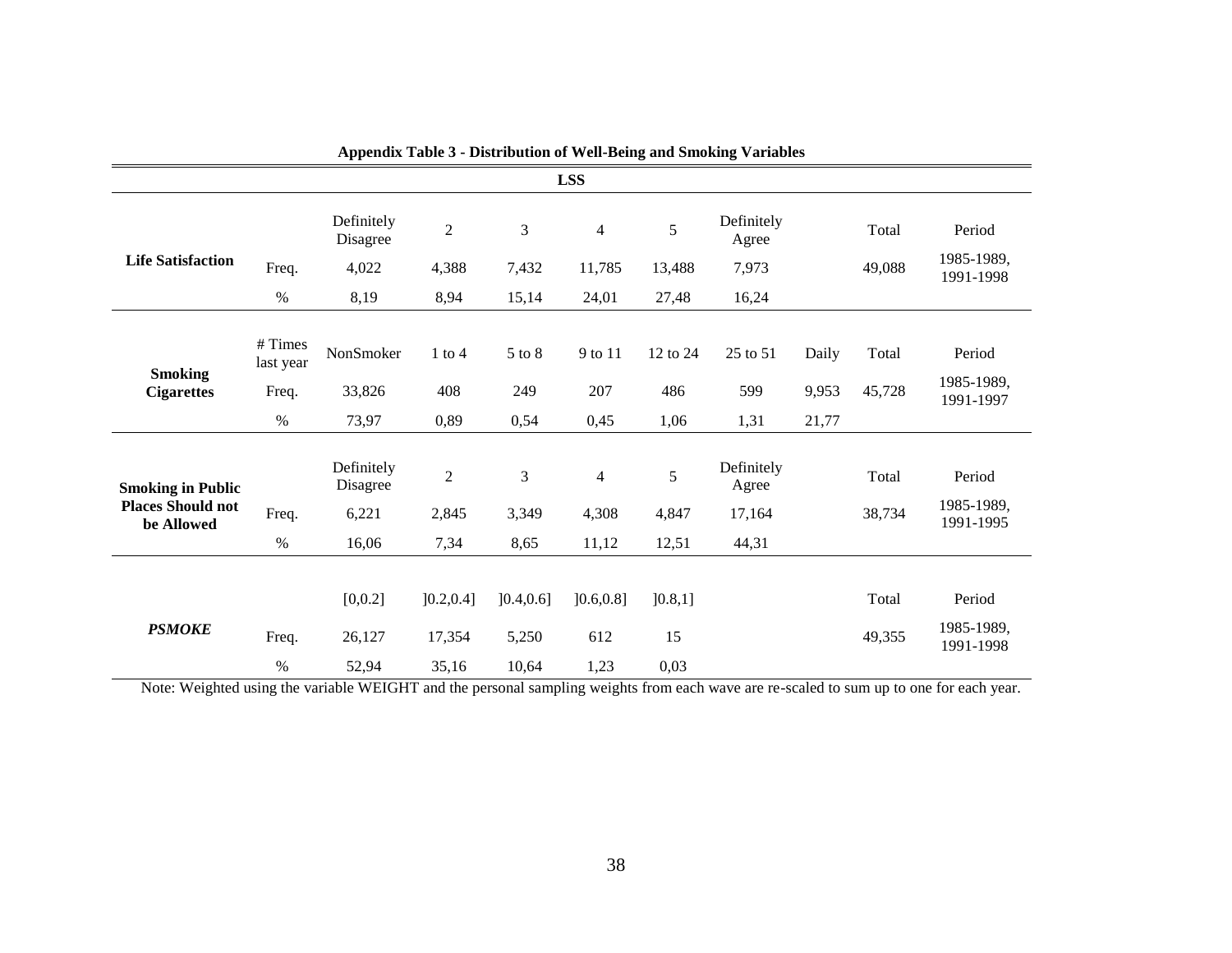**Appendix Table 3 - Distribution of Well-Being and Smoking Variables**

| | | | | | LSS | | | | | |
|---|---|---|---|---|---|---|---|---|---|---|
| **Life Satisfaction** | | Definitely Disagree | 2 | 3 | 4 | 5 | Definitely Agree | | Total | Period |
| | Freq. | 4,022 | 4,388 | 7,432 | 11,785 | 13,488 | 7,973 | | 49,088 | 1985-1989, 1991-1998 |
| | % | 8,19 | 8,94 | 15,14 | 24,01 | 27,48 | 16,24 | | | |
| **Smoking Cigarettes** | # Times last year | NonSmoker | 1 to 4 | 5 to 8 | 9 to 11 | 12 to 24 | 25 to 51 | Daily | Total | Period |
| | Freq. | 33,826 | 408 | 249 | 207 | 486 | 599 | 9,953 | 45,728 | 1985-1989, 1991-1997 |
| | % | 73,97 | 0,89 | 0,54 | 0,45 | 1,06 | 1,31 | 21,77 | | |
| **Smoking in Public Places Should not be Allowed** | | Definitely Disagree | 2 | 3 | 4 | 5 | Definitely Agree | | Total | Period |
| | Freq. | 6,221 | 2,845 | 3,349 | 4,308 | 4,847 | 17,164 | | 38,734 | 1985-1989, 1991-1995 |
| | % | 16,06 | 7,34 | 8,65 | 11,12 | 12,51 | 44,31 | | | |
| ***PSMOKE*** | | [0,0.2] | ]0.2,0.4] | ]0.4,0.6] | ]0.6,0.8] | ]0.8,1] | | | Total | Period |
| | Freq. | 26,127 | 17,354 | 5,250 | 612 | 15 | | | 49,355 | 1985-1989, 1991-1998 |
| | % | 52,94 | 35,16 | 10,64 | 1,23 | 0,03 | | | | |

Note: Weighted using the variable WEIGHT and the personal sampling weights from each wave are re-scaled to sum up to one for each year.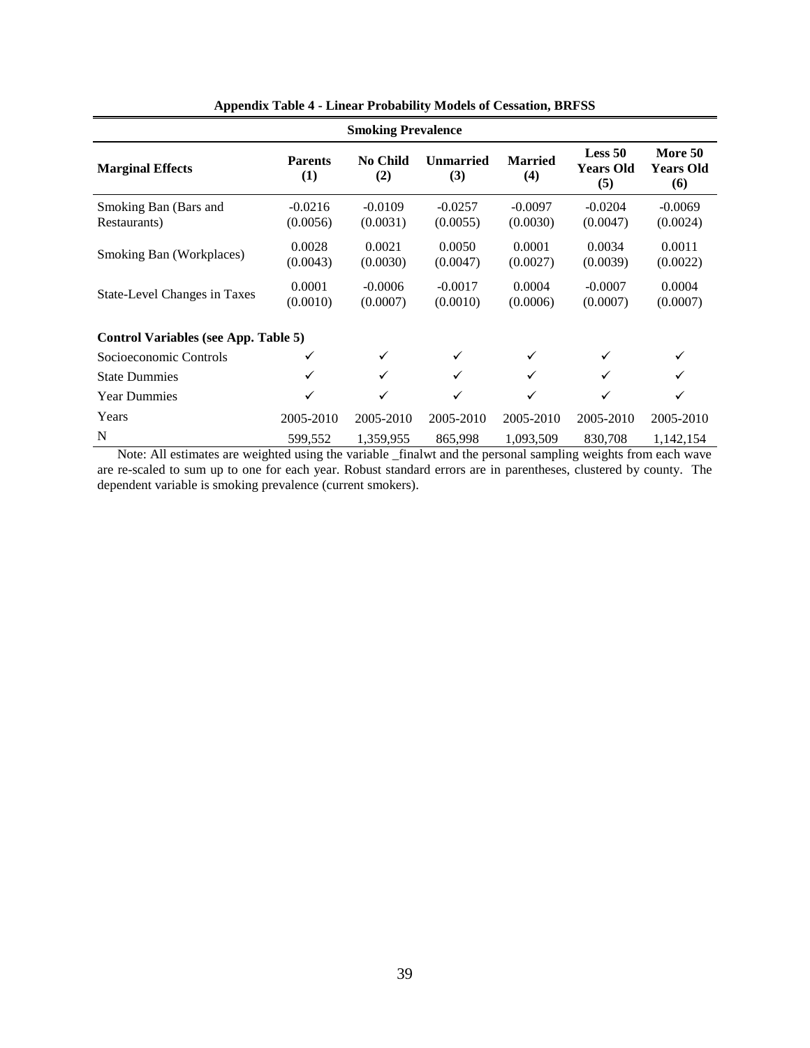**Appendix Table 4 - Linear Probability Models of Cessation, BRFSS**

| Smoking Prevalence | | | | | | |
|---|---|---|---|---|---|---|
| **Marginal Effects** | **Parents (1)** | **No Child (2)** | **Unmarried (3)** | **Married (4)** | **Less 50 Years Old (5)** | **More 50 Years Old (6)** |
| Smoking Ban (Bars and Restaurants) | -0.0216 | -0.0109 | -0.0257 | -0.0097 | -0.0204 | -0.0069 |
| | (0.0056) | (0.0031) | (0.0055) | (0.0030) | (0.0047) | (0.0024) |
| Smoking Ban (Workplaces) | 0.0028 | 0.0021 | 0.0050 | 0.0001 | 0.0034 | 0.0011 |
| | (0.0043) | (0.0030) | (0.0047) | (0.0027) | (0.0039) | (0.0022) |
| State-Level Changes in Taxes | 0.0001 | -0.0006 | -0.0017 | 0.0004 | -0.0007 | 0.0004 |
| | (0.0010) | (0.0007) | (0.0010) | (0.0006) | (0.0007) | (0.0007) |
| **Control Variables (see App. Table 5)** | | | | | | |
| Socioeconomic Controls | ✓ | ✓ | ✓ | ✓ | ✓ | ✓ |
| State Dummies | ✓ | ✓ | ✓ | ✓ | ✓ | ✓ |
| Year Dummies | ✓ | ✓ | ✓ | ✓ | ✓ | ✓ |
| Years | 2005-2010 | 2005-2010 | 2005-2010 | 2005-2010 | 2005-2010 | 2005-2010 |
| N | 599,552 | 1,359,955 | 865,998 | 1,093,509 | 830,708 | 1,142,154 |

Note: All estimates are weighted using the variable _finalwt and the personal sampling weights from each wave are re-scaled to sum up to one for each year. Robust standard errors are in parentheses, clustered by county. The dependent variable is smoking prevalence (current smokers).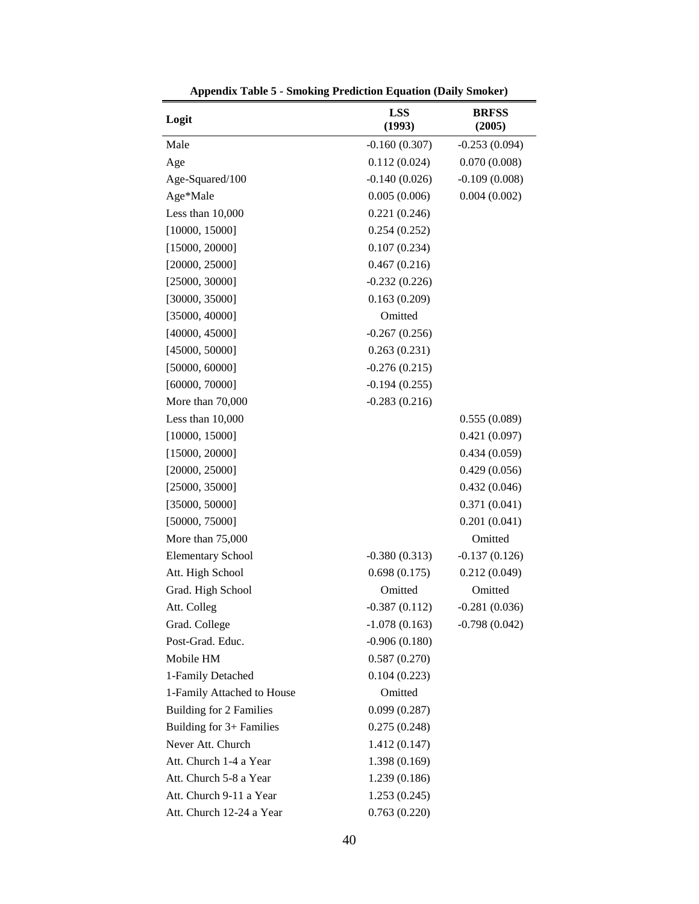**Appendix Table 5 - Smoking Prediction Equation (Daily Smoker)**

| Logit | LSS (1993) | BRFSS (2005) |
|---|---|---|
| Male | -0.160 (0.307) | -0.253 (0.094) |
| Age | 0.112 (0.024) | 0.070 (0.008) |
| Age-Squared/100 | -0.140 (0.026) | -0.109 (0.008) |
| Age*Male | 0.005 (0.006) | 0.004 (0.002) |
| Less than 10,000 | 0.221 (0.246) | |
| [10000, 15000] | 0.254 (0.252) | |
| [15000, 20000] | 0.107 (0.234) | |
| [20000, 25000] | 0.467 (0.216) | |
| [25000, 30000] | -0.232 (0.226) | |
| [30000, 35000] | 0.163 (0.209) | |
| [35000, 40000] | Omitted | |
| [40000, 45000] | -0.267 (0.256) | |
| [45000, 50000] | 0.263 (0.231) | |
| [50000, 60000] | -0.276 (0.215) | |
| [60000, 70000] | -0.194 (0.255) | |
| More than 70,000 | -0.283 (0.216) | |
| Less than 10,000 | | 0.555 (0.089) |
| [10000, 15000] | | 0.421 (0.097) |
| [15000, 20000] | | 0.434 (0.059) |
| [20000, 25000] | | 0.429 (0.056) |
| [25000, 35000] | | 0.432 (0.046) |
| [35000, 50000] | | 0.371 (0.041) |
| [50000, 75000] | | 0.201 (0.041) |
| More than 75,000 | | Omitted |
| Elementary School | -0.380 (0.313) | -0.137 (0.126) |
| Att. High School | 0.698 (0.175) | 0.212 (0.049) |
| Grad. High School | Omitted | Omitted |
| Att. Colleg | -0.387 (0.112) | -0.281 (0.036) |
| Grad. College | -1.078 (0.163) | -0.798 (0.042) |
| Post-Grad. Educ. | -0.906 (0.180) | |
| Mobile HM | 0.587 (0.270) | |
| 1-Family Detached | 0.104 (0.223) | |
| 1-Family Attached to House | Omitted | |
| Building for 2 Families | 0.099 (0.287) | |
| Building for 3+ Families | 0.275 (0.248) | |
| Never Att. Church | 1.412 (0.147) | |
| Att. Church 1-4 a Year | 1.398 (0.169) | |
| Att. Church 5-8 a Year | 1.239 (0.186) | |
| Att. Church 9-11 a Year | 1.253 (0.245) | |
| Att. Church 12-24 a Year | 0.763 (0.220) | |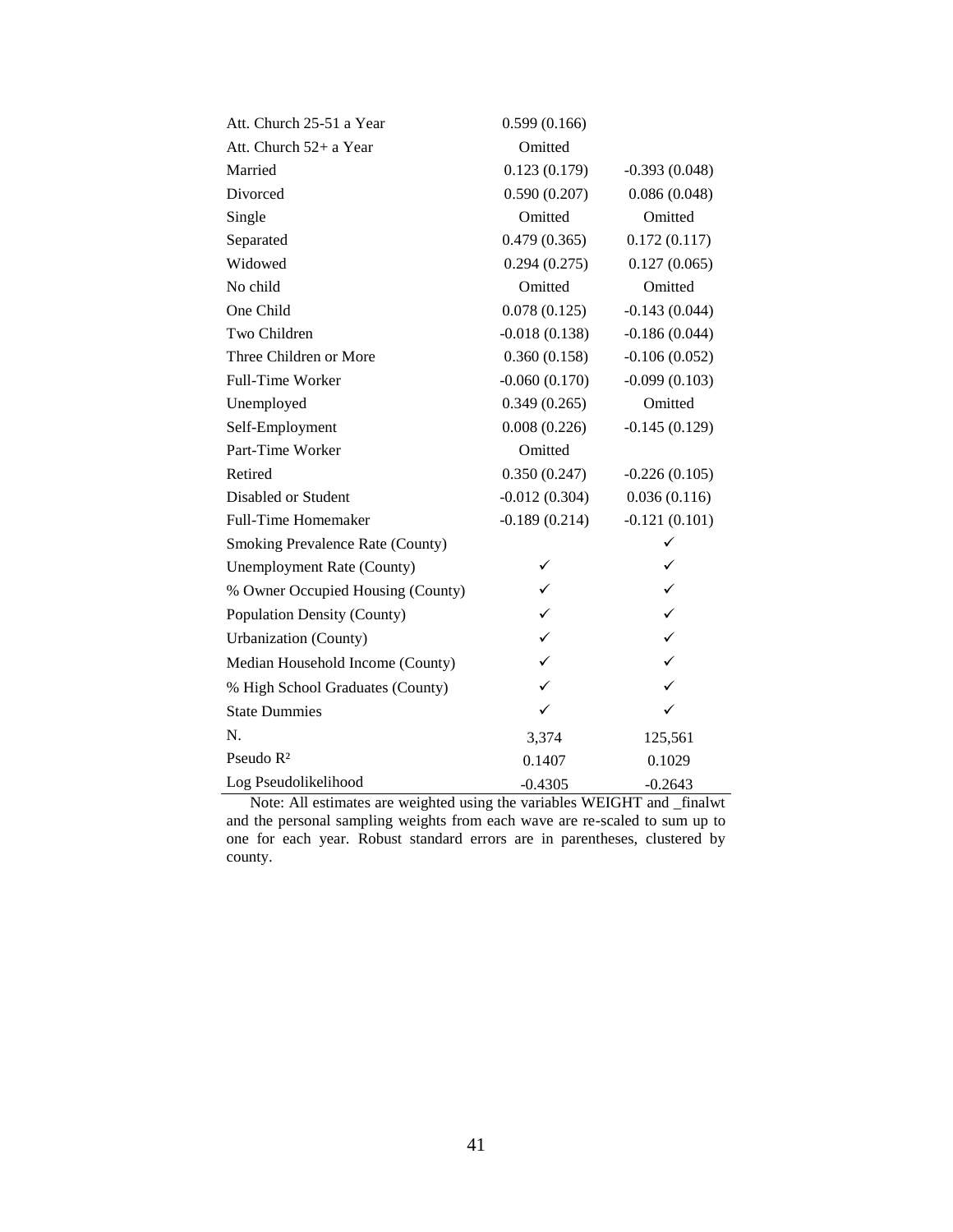| | | |
|---|---|---|
| Att. Church 25-51 a Year | 0.599 (0.166) | |
| Att. Church 52+ a Year | Omitted | |
| Married | 0.123 (0.179) | -0.393 (0.048) |
| Divorced | 0.590 (0.207) | 0.086 (0.048) |
| Single | Omitted | Omitted |
| Separated | 0.479 (0.365) | 0.172 (0.117) |
| Widowed | 0.294 (0.275) | 0.127 (0.065) |
| No child | Omitted | Omitted |
| One Child | 0.078 (0.125) | -0.143 (0.044) |
| Two Children | -0.018 (0.138) | -0.186 (0.044) |
| Three Children or More | 0.360 (0.158) | -0.106 (0.052) |
| Full-Time Worker | -0.060 (0.170) | -0.099 (0.103) |
| Unemployed | 0.349 (0.265) | Omitted |
| Self-Employment | 0.008 (0.226) | -0.145 (0.129) |
| Part-Time Worker | Omitted | |
| Retired | 0.350 (0.247) | -0.226 (0.105) |
| Disabled or Student | -0.012 (0.304) | 0.036 (0.116) |
| Full-Time Homemaker | -0.189 (0.214) | -0.121 (0.101) |
| Smoking Prevalence Rate (County) | | ✓ |
| Unemployment Rate (County) | ✓ | ✓ |
| % Owner Occupied Housing (County) | ✓ | ✓ |
| Population Density (County) | ✓ | ✓ |
| Urbanization (County) | ✓ | ✓ |
| Median Household Income (County) | ✓ | ✓ |
| % High School Graduates (County) | ✓ | ✓ |
| State Dummies | ✓ | ✓ |
| N. | 3,374 | 125,561 |
| Pseudo $R^2$ | 0.1407 | 0.1029 |
| Log Pseudolikelihood | -0.4305 | -0.2643 |

Note: All estimates are weighted using the variables WEIGHT and _finalwt and the personal sampling weights from each wave are re-scaled to sum up to one for each year. Robust standard errors are in parentheses, clustered by county.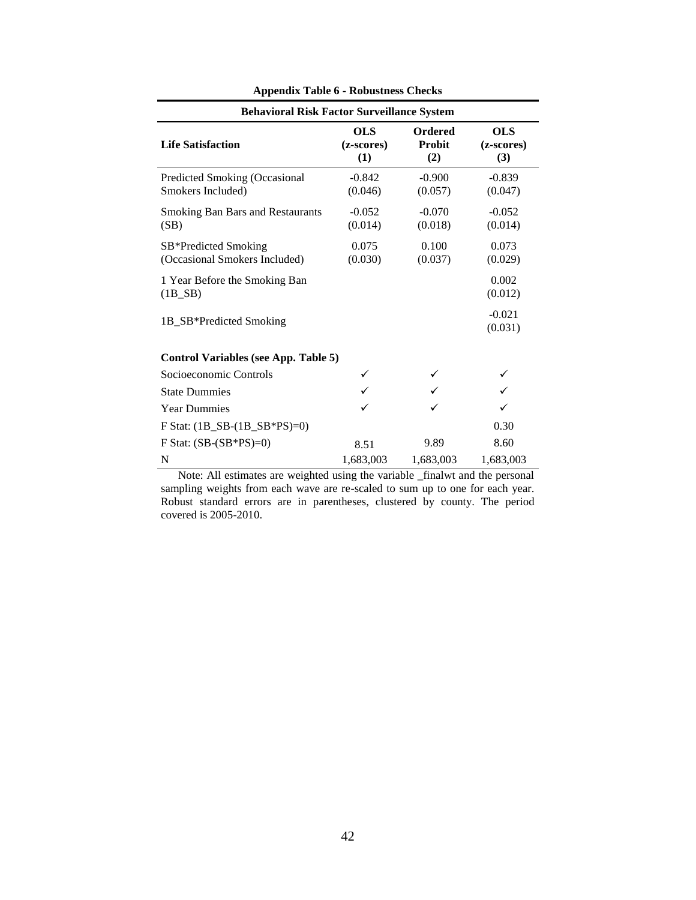**Appendix Table 6 - Robustness Checks**

| Behavioral Risk Factor Surveillance System | | | |
|---|---|---|---|
| **Life Satisfaction** | **OLS (z-scores) (1)** | **Ordered Probit (2)** | **OLS (z-scores) (3)** |
| Predicted Smoking (Occasional Smokers Included) | -0.842 (0.046) | -0.900 (0.057) | -0.839 (0.047) |
| Smoking Ban Bars and Restaurants (SB) | -0.052 (0.014) | -0.070 (0.018) | -0.052 (0.014) |
| SB*Predicted Smoking (Occasional Smokers Included) | 0.075 (0.030) | 0.100 (0.037) | 0.073 (0.029) |
| 1 Year Before the Smoking Ban (1B_SB) | | | 0.002 (0.012) |
| 1B_SB*Predicted Smoking | | | -0.021 (0.031) |
| **Control Variables (see App. Table 5)** | | | |
| Socioeconomic Controls | ✓ | ✓ | ✓ |
| State Dummies | ✓ | ✓ | ✓ |
| Year Dummies | ✓ | ✓ | ✓ |
| F Stat: (1B_SB-(1B_SB*PS)=0) | | | 0.30 |
| F Stat: (SB-(SB*PS)=0) | 8.51 | 9.89 | 8.60 |
| N | 1,683,003 | 1,683,003 | 1,683,003 |

Note: All estimates are weighted using the variable _finalwt and the personal sampling weights from each wave are re-scaled to sum up to one for each year. Robust standard errors are in parentheses, clustered by county. The period covered is 2005-2010.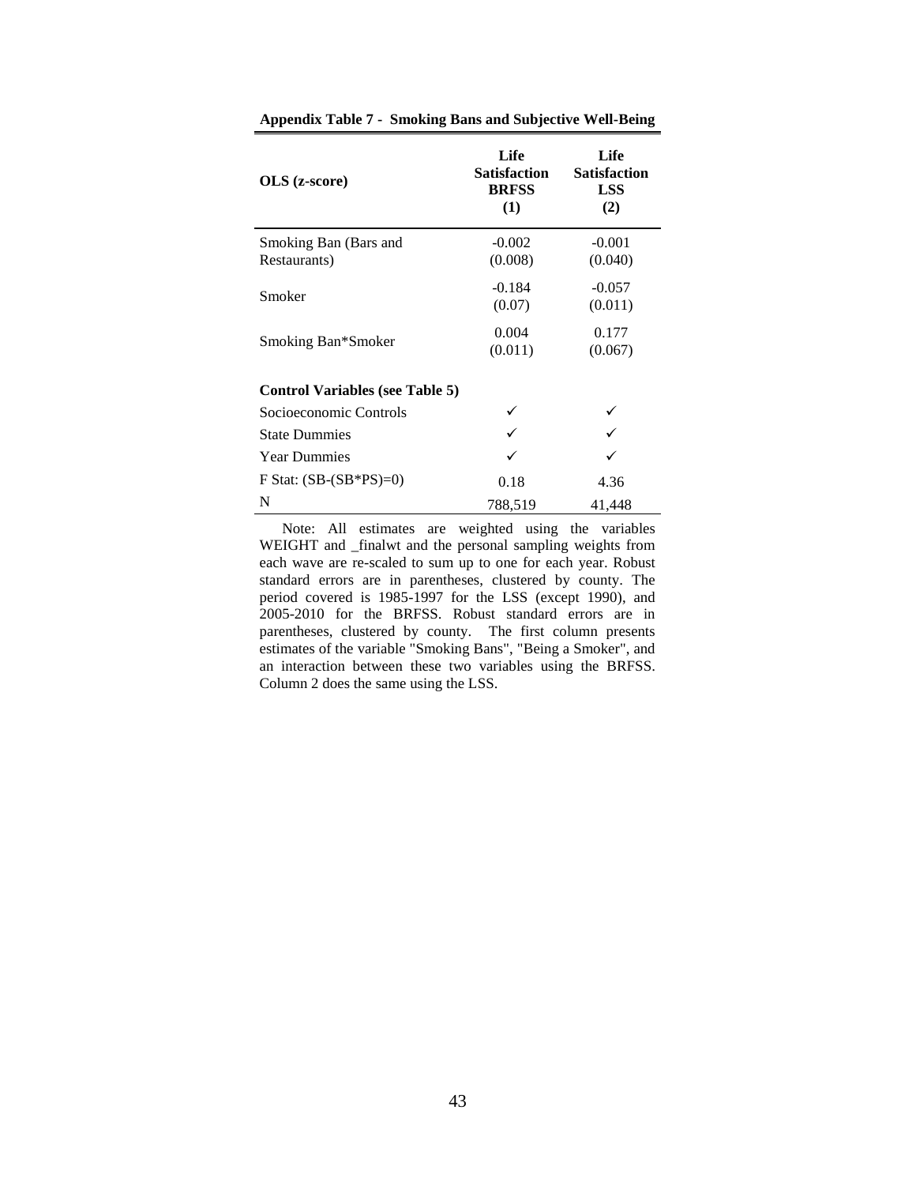**Appendix Table 7 - Smoking Bans and Subjective Well-Being**

| OLS (z-score) | Life Satisfaction BRFSS (1) | Life Satisfaction LSS (2) |
|---|---|---|
| Smoking Ban (Bars and Restaurants) | -0.002<br>(0.008) | -0.001<br>(0.040) |
| Smoker | -0.184<br>(0.07) | -0.057<br>(0.011) |
| Smoking Ban*Smoker | 0.004<br>(0.011) | 0.177<br>(0.067) |
| **Control Variables (see Table 5)** | | |
| Socioeconomic Controls | ✓ | ✓ |
| State Dummies | ✓ | ✓ |
| Year Dummies | ✓ | ✓ |
| F Stat: (SB-(SB*PS)=0) | 0.18 | 4.36 |
| N | 788,519 | 41,448 |

Note: All estimates are weighted using the variables WEIGHT and _finalwt and the personal sampling weights from each wave are re-scaled to sum up to one for each year. Robust standard errors are in parentheses, clustered by county. The period covered is 1985-1997 for the LSS (except 1990), and 2005-2010 for the BRFSS. Robust standard errors are in parentheses, clustered by county. The first column presents estimates of the variable "Smoking Bans", "Being a Smoker", and an interaction between these two variables using the BRFSS. Column 2 does the same using the LSS.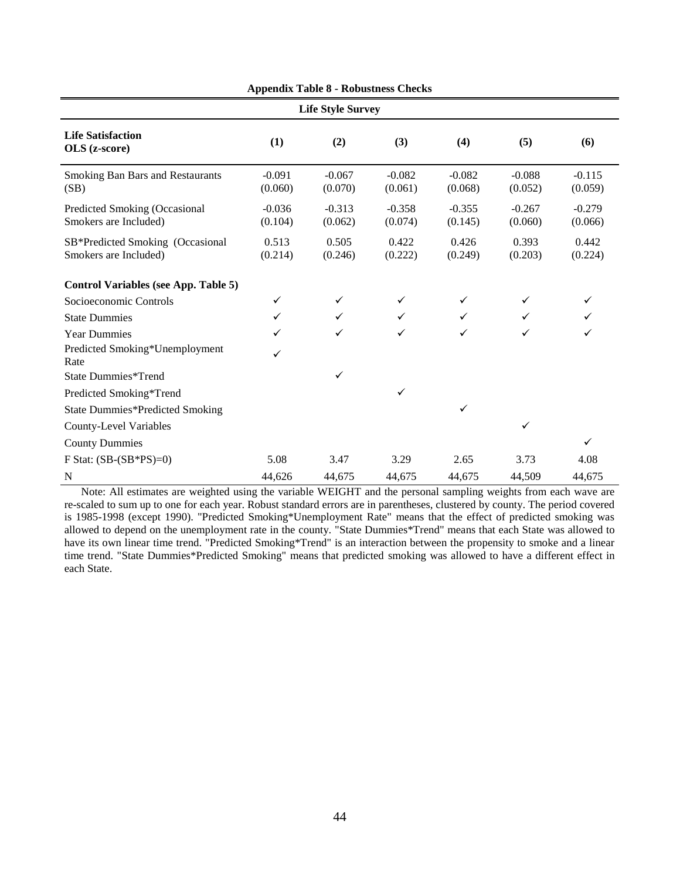**Appendix Table 8 - Robustness Checks**

| Life Style Survey | | | | | | |
|---|---|---|---|---|---|---|
| **Life Satisfaction OLS (z-score)** | **(1)** | **(2)** | **(3)** | **(4)** | **(5)** | **(6)** |
| Smoking Ban Bars and Restaurants (SB) | -0.091<br>(0.060) | -0.067<br>(0.070) | -0.082<br>(0.061) | -0.082<br>(0.068) | -0.088<br>(0.052) | -0.115<br>(0.059) |
| Predicted Smoking (Occasional Smokers are Included) | -0.036<br>(0.104) | -0.313<br>(0.062) | -0.358<br>(0.074) | -0.355<br>(0.145) | -0.267<br>(0.060) | -0.279<br>(0.066) |
| SB*Predicted Smoking (Occasional Smokers are Included) | 0.513<br>(0.214) | 0.505<br>(0.246) | 0.422<br>(0.222) | 0.426<br>(0.249) | 0.393<br>(0.203) | 0.442<br>(0.224) |
| **Control Variables (see App. Table 5)** | | | | | | |
| Socioeconomic Controls | ✓ | ✓ | ✓ | ✓ | ✓ | ✓ |
| State Dummies | ✓ | ✓ | ✓ | ✓ | ✓ | ✓ |
| Year Dummies | ✓ | ✓ | ✓ | ✓ | ✓ | ✓ |
| Predicted Smoking*Unemployment Rate | ✓ | | | | | |
| State Dummies*Trend | | ✓ | | | | |
| Predicted Smoking*Trend | | | ✓ | | | |
| State Dummies*Predicted Smoking | | | | ✓ | | |
| County-Level Variables | | | | | ✓ | |
| County Dummies | | | | | | ✓ |
| F Stat: (SB-(SB*PS)=0) | 5.08 | 3.47 | 3.29 | 2.65 | 3.73 | 4.08 |
| N | 44,626 | 44,675 | 44,675 | 44,675 | 44,509 | 44,675 |

Note: All estimates are weighted using the variable WEIGHT and the personal sampling weights from each wave are re-scaled to sum up to one for each year. Robust standard errors are in parentheses, clustered by county. The period covered is 1985-1998 (except 1990). "Predicted Smoking*Unemployment Rate" means that the effect of predicted smoking was allowed to depend on the unemployment rate in the county. "State Dummies*Trend" means that each State was allowed to have its own linear time trend. "Predicted Smoking*Trend" is an interaction between the propensity to smoke and a linear time trend. "State Dummies*Predicted Smoking" means that predicted smoking was allowed to have a different effect in each State.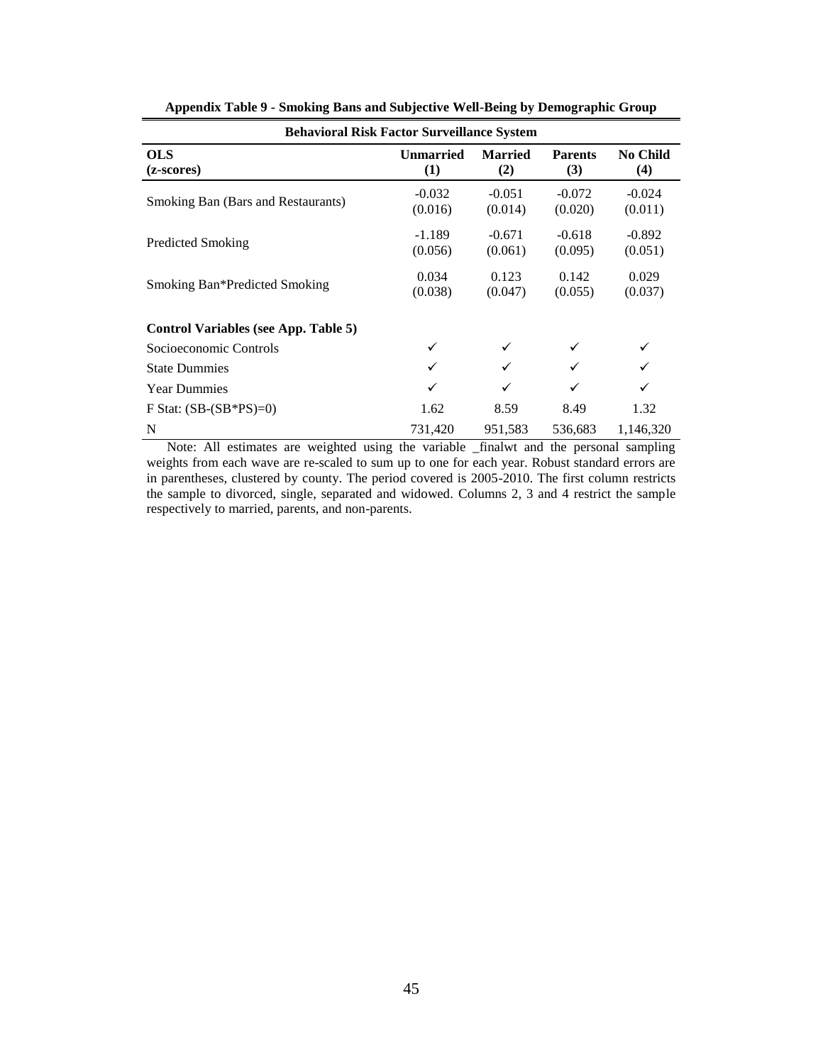**Appendix Table 9 - Smoking Bans and Subjective Well-Being by Demographic Group**

| Behavioral Risk Factor Surveillance System | | | | |
|---|---|---|---|---|
| **OLS (z-scores)** | **Unmarried (1)** | **Married (2)** | **Parents (3)** | **No Child (4)** |
| Smoking Ban (Bars and Restaurants) | -0.032 | -0.051 | -0.072 | -0.024 |
| | (0.016) | (0.014) | (0.020) | (0.011) |
| Predicted Smoking | -1.189 | -0.671 | -0.618 | -0.892 |
| | (0.056) | (0.061) | (0.095) | (0.051) |
| Smoking Ban*Predicted Smoking | 0.034 | 0.123 | 0.142 | 0.029 |
| | (0.038) | (0.047) | (0.055) | (0.037) |
| **Control Variables (see App. Table 5)** | | | | |
| Socioeconomic Controls | ✓ | ✓ | ✓ | ✓ |
| State Dummies | ✓ | ✓ | ✓ | ✓ |
| Year Dummies | ✓ | ✓ | ✓ | ✓ |
| F Stat: (SB-(SB*PS)=0) | 1.62 | 8.59 | 8.49 | 1.32 |
| N | 731,420 | 951,583 | 536,683 | 1,146,320 |

Note: All estimates are weighted using the variable _finalwt and the personal sampling weights from each wave are re-scaled to sum up to one for each year. Robust standard errors are in parentheses, clustered by county. The period covered is 2005-2010. The first column restricts the sample to divorced, single, separated and widowed. Columns 2, 3 and 4 restrict the sample respectively to married, parents, and non-parents.